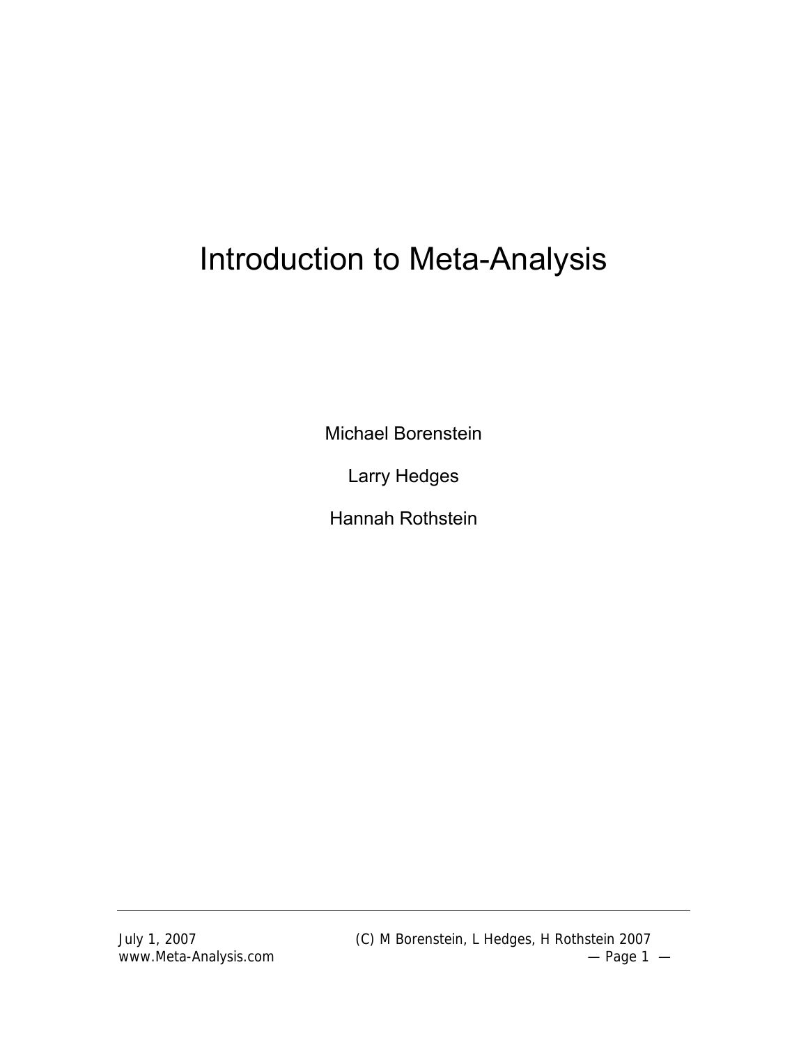# Introduction to Meta-Analysis

Michael Borenstein

Larry Hedges

Hannah Rothstein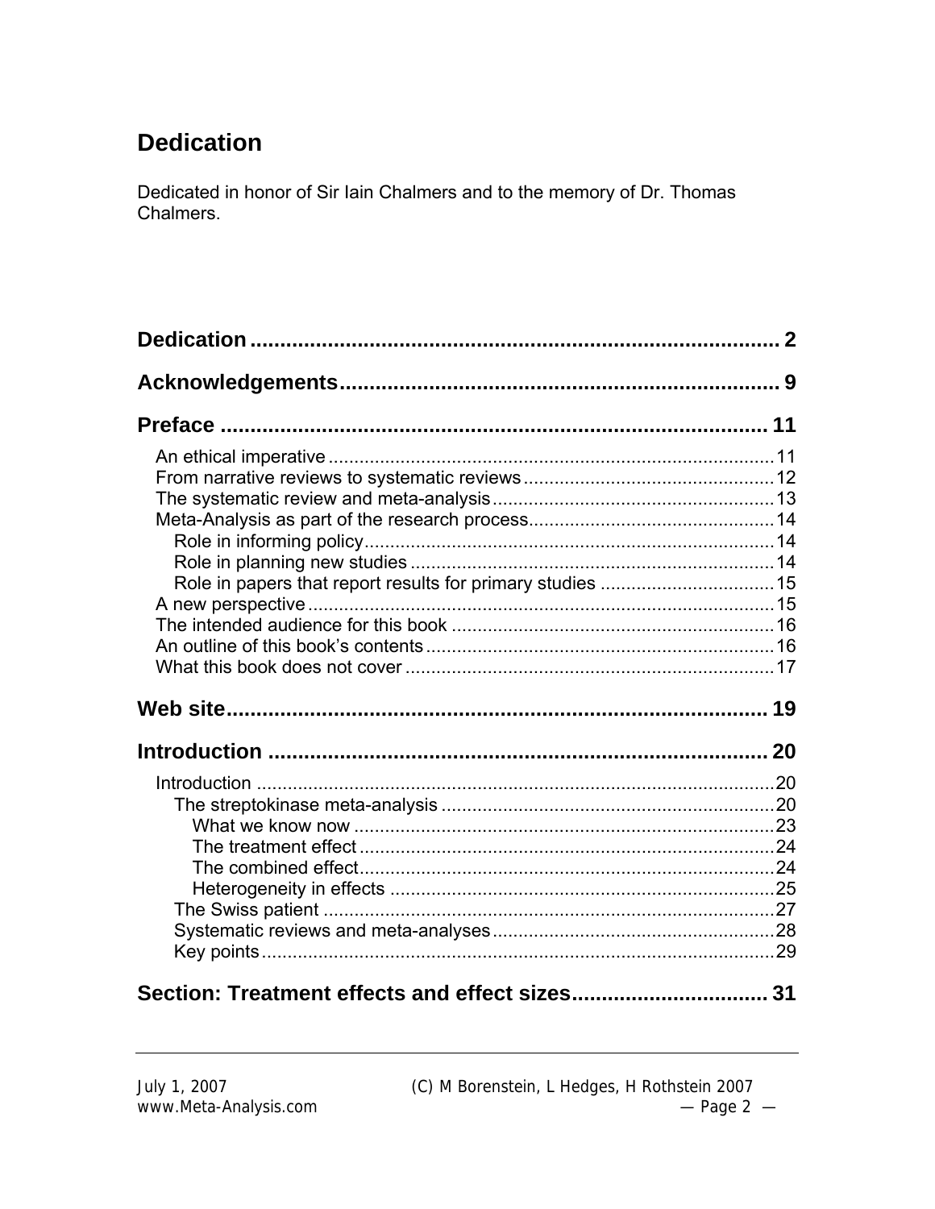# Dedication

Dedicated in honor of Sir Iain Chalmers and to the memory of Dr. Thomas Chalmers.

**Dedication** ........................................................................................ 2

**Acknowledgements** ......................................................................... 9

**Preface** ........................................................................................... 11

- An ethical imperative ....................................................................................... 11
- From narrative reviews to systematic reviews ................................................. 12
- The systematic review and meta-analysis ....................................................... 13
- Meta-Analysis as part of the research process ................................................ 14
  - Role in informing policy ............................................................................... 14
  - Role in planning new studies ....................................................................... 14
  - Role in papers that report results for primary studies .................................. 15
- A new perspective ........................................................................................... 15
- The intended audience for this book ............................................................... 16
- An outline of this book's contents .................................................................... 16
- What this book does not cover ........................................................................ 17

**Web site** ......................................................................................... 19

**Introduction** .................................................................................... 20

- Introduction ..................................................................................................... 20
  - The streptokinase meta-analysis ................................................................. 20
    - What we know now .................................................................................. 23
    - The treatment effect ................................................................................. 24
    - The combined effect ................................................................................. 24
    - Heterogeneity in effects ........................................................................... 25
  - The Swiss patient ........................................................................................ 27
  - Systematic reviews and meta-analyses ....................................................... 28
  - Key points .................................................................................................... 29

**Section: Treatment effects and effect sizes** ................................. 31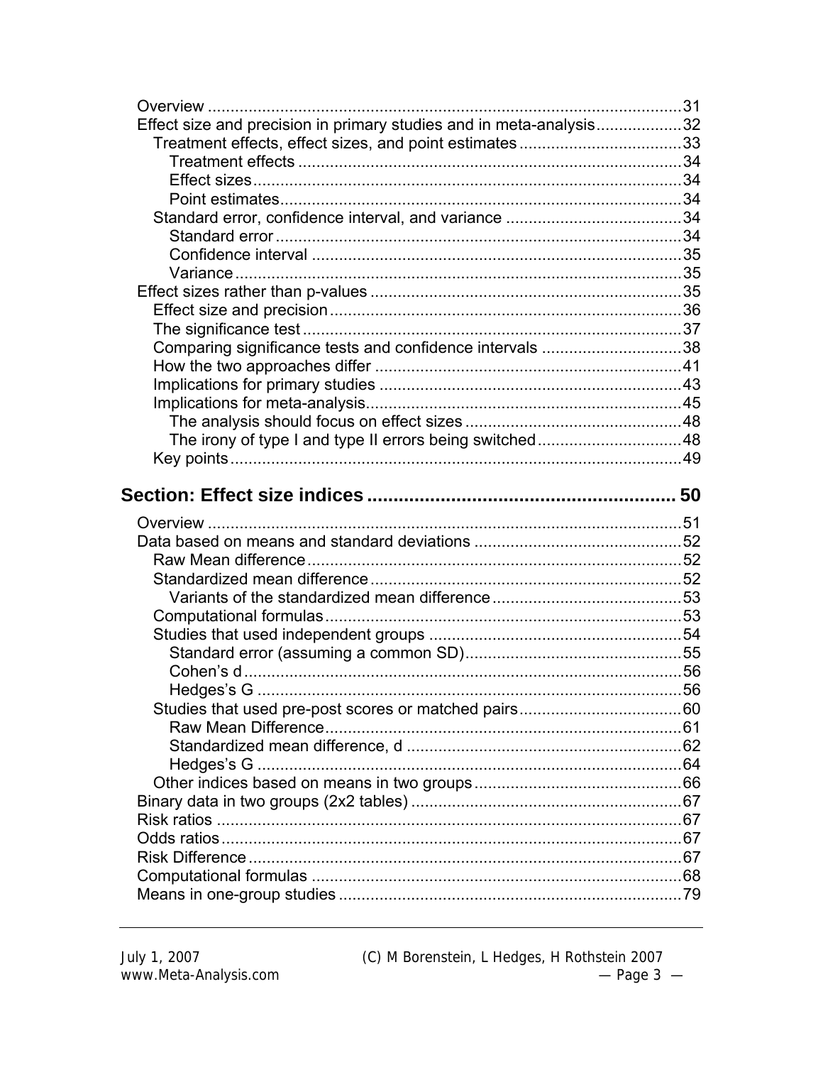- Overview ........................................................................................................31
- Effect size and precision in primary studies and in meta-analysis..................32
  - Treatment effects, effect sizes, and point estimates ....................................33
    - Treatment effects ......................................................................................34
    - Effect sizes................................................................................................34
    - Point estimates..........................................................................................34
  - Standard error, confidence interval, and variance .......................................34
    - Standard error ...........................................................................................34
    - Confidence interval ...................................................................................35
    - Variance ....................................................................................................35
- Effect sizes rather than p-values .....................................................................35
  - Effect size and precision...............................................................................36
  - The significance test .....................................................................................37
  - Comparing significance tests and confidence intervals ...............................38
  - How the two approaches differ ....................................................................41
  - Implications for primary studies ...................................................................43
  - Implications for meta-analysis.......................................................................45
    - The analysis should focus on effect sizes ................................................48
    - The irony of type I and type II errors being switched................................48
  - Key points......................................................................................................49

## Section: Effect size indices .......................................................... 50

- Overview ........................................................................................................51
- Data based on means and standard deviations ..............................................52
  - Raw Mean difference.....................................................................................52
  - Standardized mean difference.......................................................................52
    - Variants of the standardized mean difference..........................................53
  - Computational formulas................................................................................53
  - Studies that used independent groups ........................................................54
    - Standard error (assuming a common SD)................................................55
    - Cohen's d ..................................................................................................56
    - Hedges's G ...............................................................................................56
  - Studies that used pre-post scores or matched pairs....................................60
    - Raw Mean Difference................................................................................61
    - Standardized mean difference, d .............................................................62
    - Hedges's G ...............................................................................................64
  - Other indices based on means in two groups..............................................66
- Binary data in two groups (2x2 tables) ............................................................67
- Risk ratios .......................................................................................................67
- Odds ratios......................................................................................................67
- Risk Difference .................................................................................................67
- Computational formulas ..................................................................................68
- Means in one-group studies ............................................................................79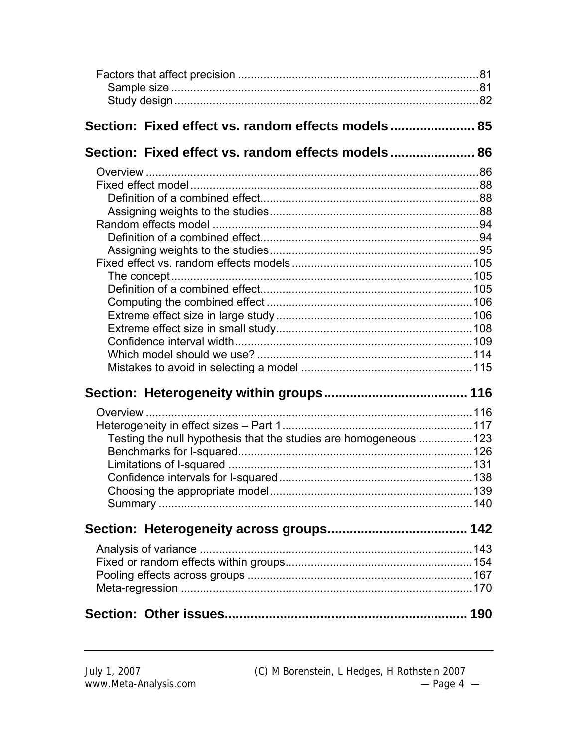Factors that affect precision ............................................................................81
   Sample size ..................................................................................................81
   Study design .................................................................................................82

**Section: Fixed effect vs. random effects models ....................... 85**

**Section: Fixed effect vs. random effects models ....................... 86**

Overview ..........................................................................................................86
Fixed effect model ............................................................................................88
   Definition of a combined effect.....................................................................88
   Assigning weights to the studies..................................................................88
Random effects model .....................................................................................94
   Definition of a combined effect.....................................................................94
   Assigning weights to the studies..................................................................95
Fixed effect vs. random effects models .........................................................105
   The concept ................................................................................................105
   Definition of a combined effect...................................................................105
   Computing the combined effect .................................................................106
   Extreme effect size in large study ..............................................................106
   Extreme effect size in small study..............................................................108
   Confidence interval width...........................................................................109
   Which model should we use? ....................................................................114
   Mistakes to avoid in selecting a model ......................................................115

**Section: Heterogeneity within groups....................................... 116**

Overview ........................................................................................................116
Heterogeneity in effect sizes – Part 1 ............................................................117
   Testing the null hypothesis that the studies are homogeneous .................123
   Benchmarks for I-squared..........................................................................126
   Limitations of I-squared .............................................................................131
   Confidence intervals for I-squared .............................................................138
   Choosing the appropriate model ................................................................139
   Summary ....................................................................................................140

**Section: Heterogeneity across groups...................................... 142**

Analysis of variance ......................................................................................143
Fixed or random effects within groups...........................................................154
Pooling effects across groups .......................................................................167
Meta-regression .............................................................................................170

**Section: Other issues.................................................................. 190**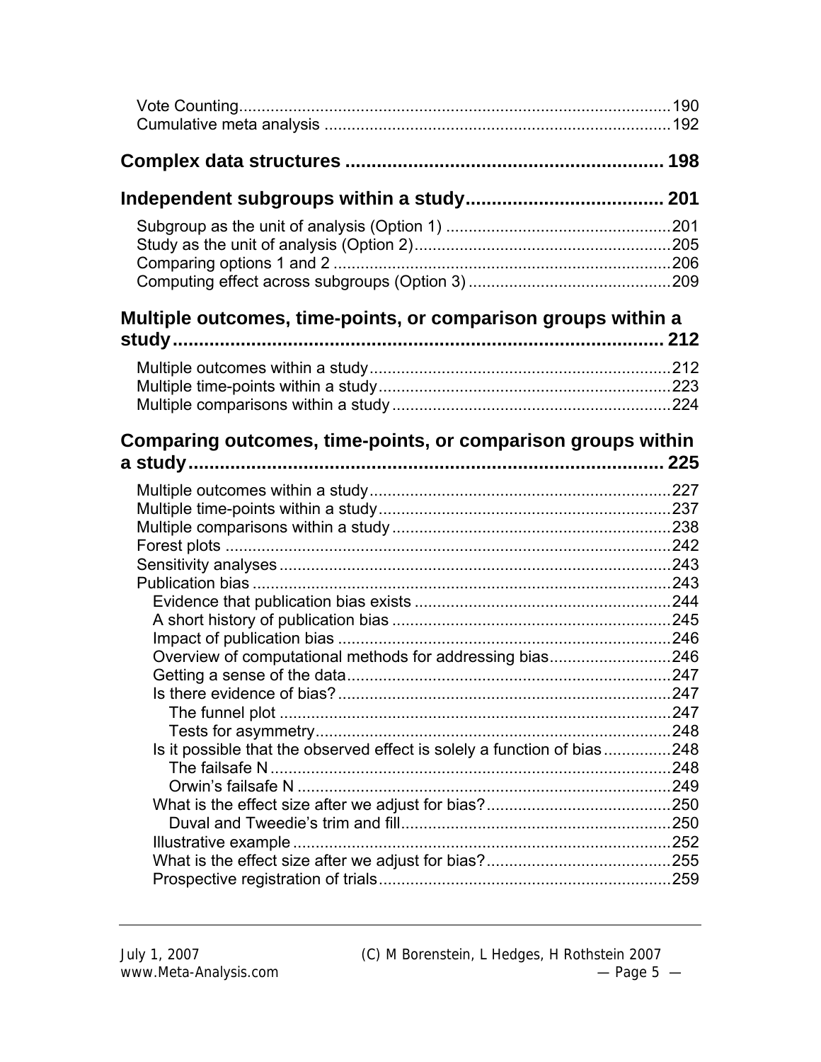Vote Counting ........................................................................................ 190
Cumulative meta analysis ........................................................................ 192

**Complex data structures ........................................................ 198**

**Independent subgroups within a study ...................................... 201**

Subgroup as the unit of analysis (Option 1) ................................................ 201
Study as the unit of analysis (Option 2) ...................................................... 205
Comparing options 1 and 2 ......................................................................... 206
Computing effect across subgroups (Option 3) ........................................... 209

**Multiple outcomes, time-points, or comparison groups within a study ........................................................................................ 212**

Multiple outcomes within a study ................................................................ 212
Multiple time-points within a study .............................................................. 223
Multiple comparisons within a study ............................................................ 224

**Comparing outcomes, time-points, or comparison groups within a study ........................................................................................ 225**

Multiple outcomes within a study ................................................................ 227
Multiple time-points within a study .............................................................. 237
Multiple comparisons within a study ............................................................ 238
Forest plots ................................................................................................. 242
Sensitivity analyses ..................................................................................... 243
Publication bias ........................................................................................... 243
    Evidence that publication bias exists ...................................................... 244
    A short history of publication bias .......................................................... 245
    Impact of publication bias ....................................................................... 246
    Overview of computational methods for addressing bias ......................... 246
    Getting a sense of the data ..................................................................... 247
    Is there evidence of bias? ....................................................................... 247
        The funnel plot ................................................................................... 247
        Tests for asymmetry ........................................................................... 248
    Is it possible that the observed effect is solely a function of bias .............. 248
        The failsafe N ..................................................................................... 248
        Orwin's failsafe N ............................................................................... 249
    What is the effect size after we adjust for bias? ....................................... 250
        Duval and Tweedie's trim and fill ......................................................... 250
    Illustrative example .................................................................................. 252
    What is the effect size after we adjust for bias? ....................................... 255
    Prospective registration of trials ............................................................... 259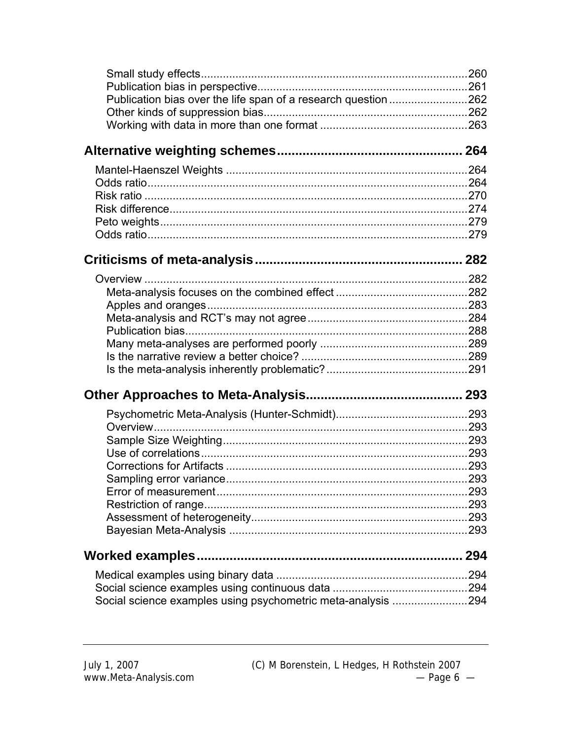Small study effects....................................................................................260
Publication bias in perspective..................................................................261
Publication bias over the life span of a research question .........................262
Other kinds of suppression bias.................................................................262
Working with data in more than one format ..............................................263

**Alternative weighting schemes.................................................. 264**

Mantel-Haenszel Weights ............................................................................264
Odds ratio.....................................................................................................264
Risk ratio ......................................................................................................270
Risk difference..............................................................................................274
Peto weights..................................................................................................279
Odds ratio.....................................................................................................279

**Criticisms of meta-analysis........................................................ 282**

Overview ......................................................................................................282
Meta-analysis focuses on the combined effect ..........................................282
Apples and oranges...................................................................................283
Meta-analysis and RCT's may not agree..................................................284
Publication bias.........................................................................................288
Many meta-analyses are performed poorly ...............................................289
Is the narrative review a better choice? .....................................................289
Is the meta-analysis inherently problematic? ............................................291

**Other Approaches to Meta-Analysis.......................................... 293**

Psychometric Meta-Analysis (Hunter-Schmidt).........................................293
Overview...................................................................................................293
Sample Size Weighting.............................................................................293
Use of correlations....................................................................................293
Corrections for Artifacts ............................................................................293
Sampling error variance............................................................................293
Error of measurement................................................................................293
Restriction of range...................................................................................293
Assessment of heterogeneity.....................................................................293
Bayesian Meta-Analysis ...........................................................................293

**Worked examples........................................................................ 294**

Medical examples using binary data ............................................................294
Social science examples using continuous data ...........................................294
Social science examples using psychometric meta-analysis ........................294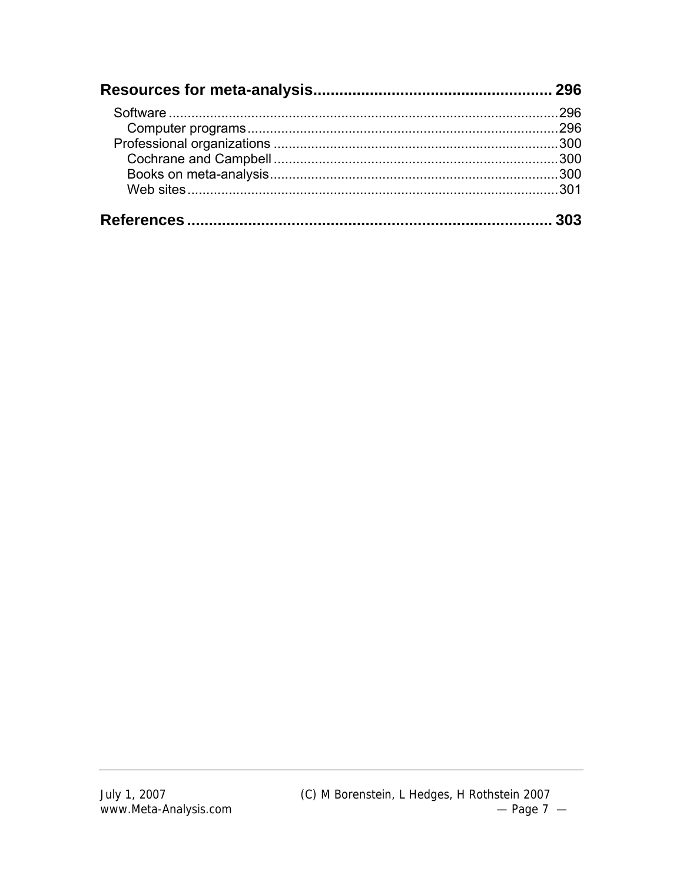**Resources for meta-analysis ...................................................... 296**

- Software ........................................................................................................ 296
  - Computer programs ................................................................................... 296
- Professional organizations ............................................................................ 300
  - Cochrane and Campbell ............................................................................ 300
  - Books on meta-analysis ............................................................................ 300
  - Web sites .................................................................................................. 301

**References ................................................................................... 303**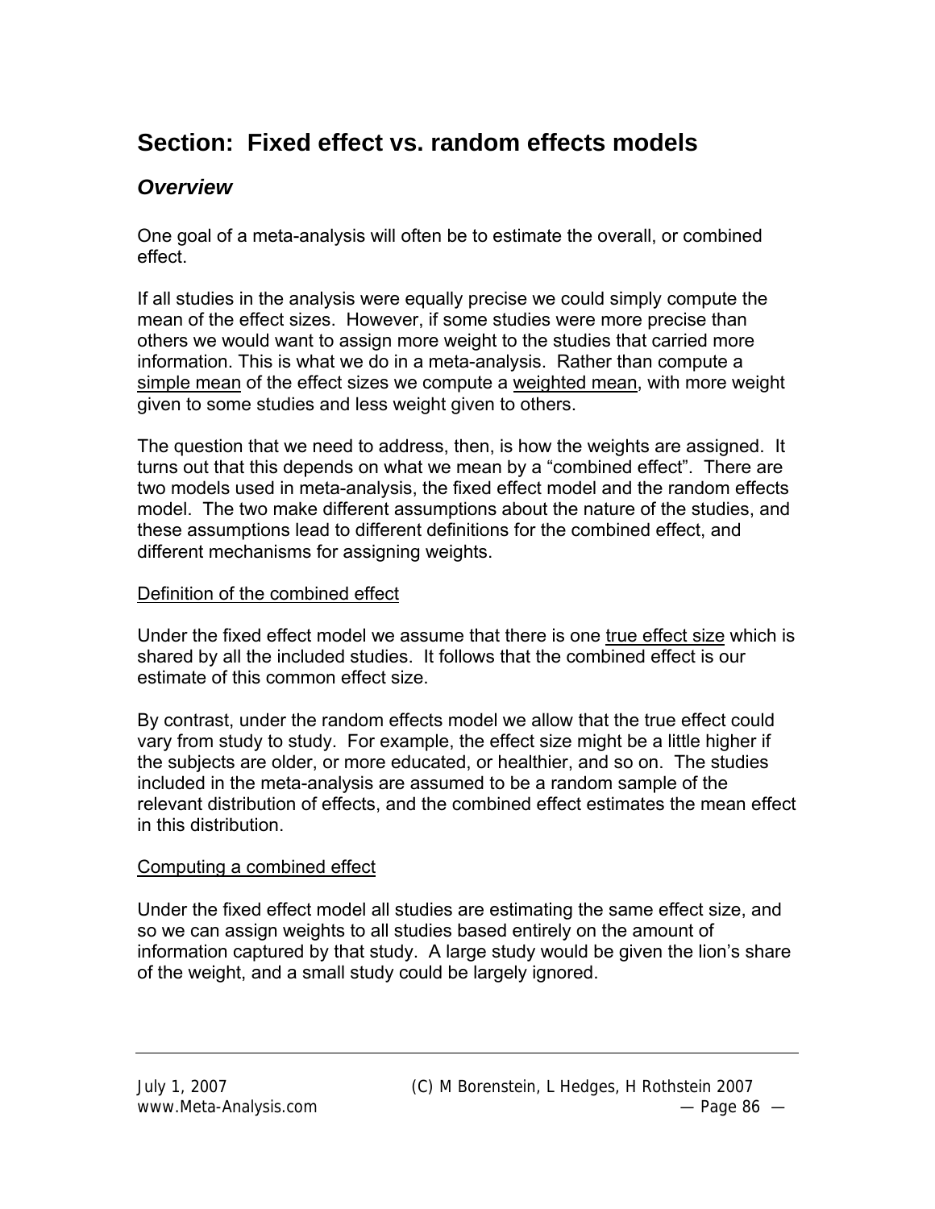## Section: Fixed effect vs. random effects models

### *Overview*

One goal of a meta-analysis will often be to estimate the overall, or combined effect.

If all studies in the analysis were equally precise we could simply compute the mean of the effect sizes. However, if some studies were more precise than others we would want to assign more weight to the studies that carried more information. This is what we do in a meta-analysis. Rather than compute a simple mean of the effect sizes we compute a weighted mean, with more weight given to some studies and less weight given to others.

The question that we need to address, then, is how the weights are assigned. It turns out that this depends on what we mean by a "combined effect". There are two models used in meta-analysis, the fixed effect model and the random effects model. The two make different assumptions about the nature of the studies, and these assumptions lead to different definitions for the combined effect, and different mechanisms for assigning weights.

Definition of the combined effect

Under the fixed effect model we assume that there is one true effect size which is shared by all the included studies. It follows that the combined effect is our estimate of this common effect size.

By contrast, under the random effects model we allow that the true effect could vary from study to study. For example, the effect size might be a little higher if the subjects are older, or more educated, or healthier, and so on. The studies included in the meta-analysis are assumed to be a random sample of the relevant distribution of effects, and the combined effect estimates the mean effect in this distribution.

Computing a combined effect

Under the fixed effect model all studies are estimating the same effect size, and so we can assign weights to all studies based entirely on the amount of information captured by that study. A large study would be given the lion's share of the weight, and a small study could be largely ignored.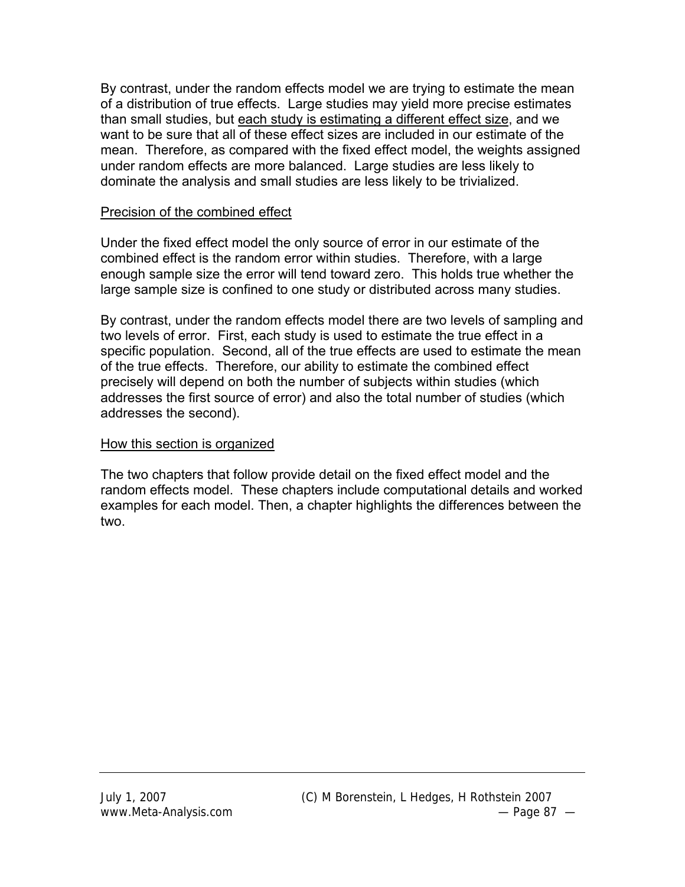By contrast, under the random effects model we are trying to estimate the mean of a distribution of true effects. Large studies may yield more precise estimates than small studies, but <u>each study is estimating a different effect size</u>, and we want to be sure that all of these effect sizes are included in our estimate of the mean. Therefore, as compared with the fixed effect model, the weights assigned under random effects are more balanced. Large studies are less likely to dominate the analysis and small studies are less likely to be trivialized.

<u>Precision of the combined effect</u>

Under the fixed effect model the only source of error in our estimate of the combined effect is the random error within studies. Therefore, with a large enough sample size the error will tend toward zero. This holds true whether the large sample size is confined to one study or distributed across many studies.

By contrast, under the random effects model there are two levels of sampling and two levels of error. First, each study is used to estimate the true effect in a specific population. Second, all of the true effects are used to estimate the mean of the true effects. Therefore, our ability to estimate the combined effect precisely will depend on both the number of subjects within studies (which addresses the first source of error) and also the total number of studies (which addresses the second).

<u>How this section is organized</u>

The two chapters that follow provide detail on the fixed effect model and the random effects model. These chapters include computational details and worked examples for each model. Then, a chapter highlights the differences between the two.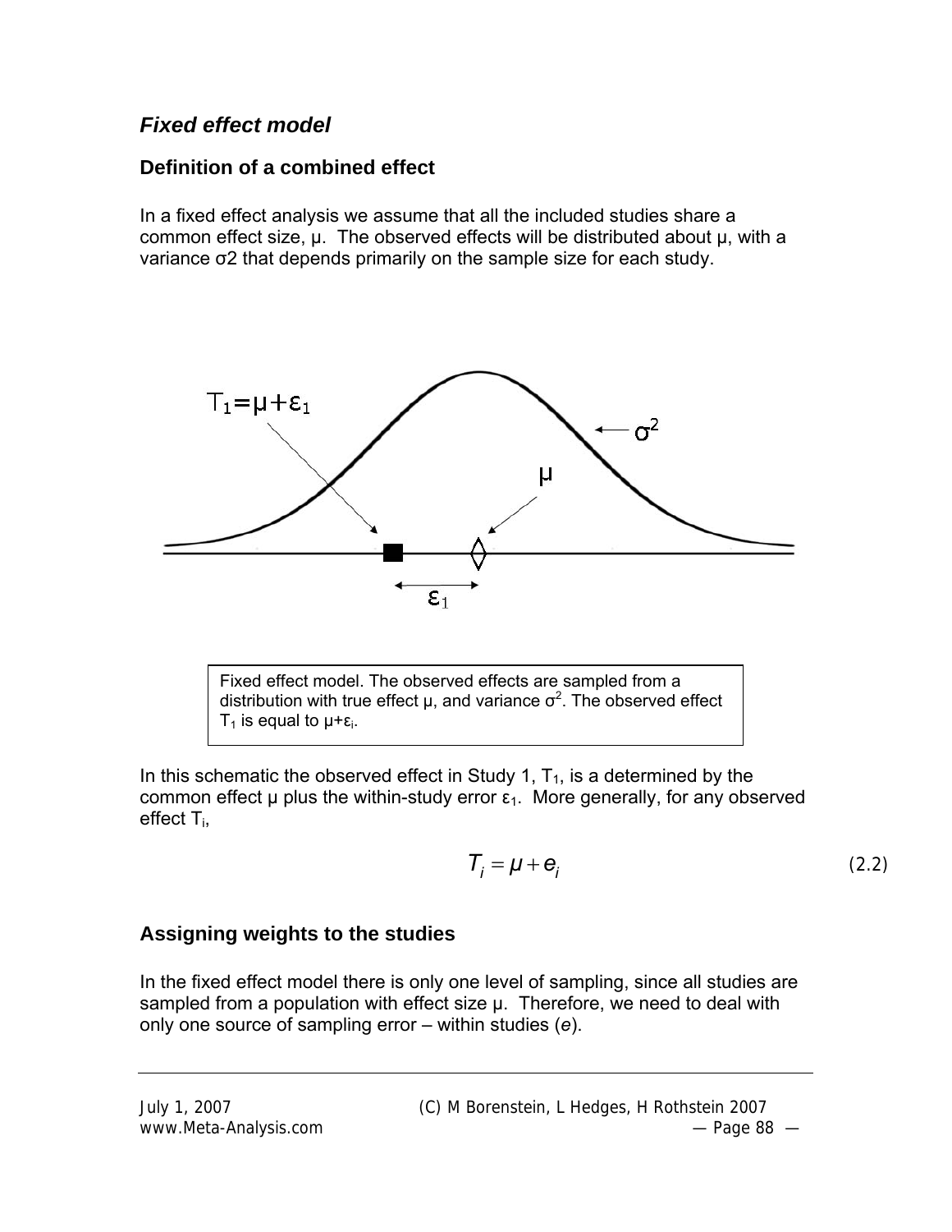## *Fixed effect model*

### Definition of a combined effect

In a fixed effect analysis we assume that all the included studies share a common effect size, μ. The observed effects will be distributed about μ, with a variance σ2 that depends primarily on the sample size for each study.

Fixed effect model. The observed effects are sampled from a distribution with true effect μ, and variance $\sigma^2$. The observed effect $T_1$ is equal to $\mu+\varepsilon_i$.

In this schematic the observed effect in Study 1, $T_1$, is a determined by the common effect μ plus the within-study error $\varepsilon_1$. More generally, for any observed effect $T_i$,

$$T_i = \mu + e_i \tag{2.2}$$

### Assigning weights to the studies

In the fixed effect model there is only one level of sampling, since all studies are sampled from a population with effect size μ. Therefore, we need to deal with only one source of sampling error – within studies (*e*).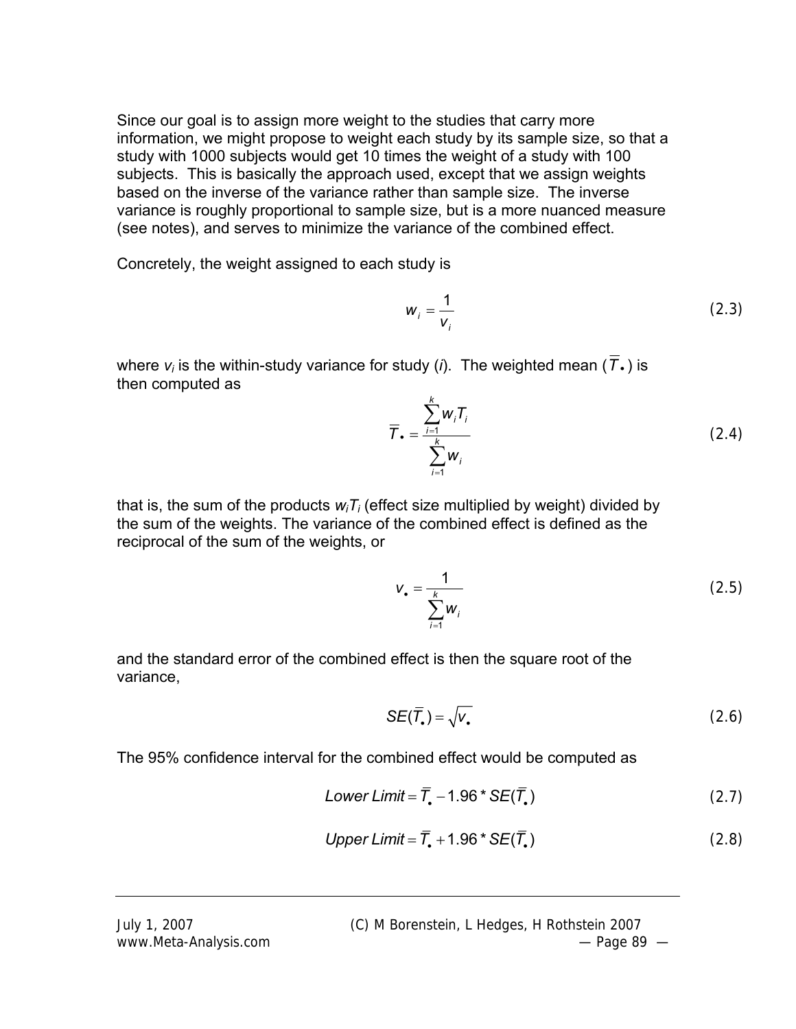Since our goal is to assign more weight to the studies that carry more information, we might propose to weight each study by its sample size, so that a study with 1000 subjects would get 10 times the weight of a study with 100 subjects. This is basically the approach used, except that we assign weights based on the inverse of the variance rather than sample size. The inverse variance is roughly proportional to sample size, but is a more nuanced measure (see notes), and serves to minimize the variance of the combined effect.

Concretely, the weight assigned to each study is

$$w_i = \frac{1}{v_i} \tag{2.3}$$

where $v_i$ is the within-study variance for study ($i$). The weighted mean ($\overline{T}_\bullet$) is then computed as

$$\overline{T}_\bullet = \frac{\sum_{i=1}^{k} w_i T_i}{\sum_{i=1}^{k} w_i} \tag{2.4}$$

that is, the sum of the products $w_i T_i$ (effect size multiplied by weight) divided by the sum of the weights. The variance of the combined effect is defined as the reciprocal of the sum of the weights, or

$$v_\bullet = \frac{1}{\sum_{i=1}^{k} w_i} \tag{2.5}$$

and the standard error of the combined effect is then the square root of the variance,

$$SE(\overline{T}_\bullet) = \sqrt{v_\bullet} \tag{2.6}$$

The 95% confidence interval for the combined effect would be computed as

$$Lower\ Limit = \overline{T}_\bullet - 1.96 * SE(\overline{T}_\bullet) \tag{2.7}$$

$$Upper\ Limit = \overline{T}_\bullet + 1.96 * SE(\overline{T}_\bullet) \tag{2.8}$$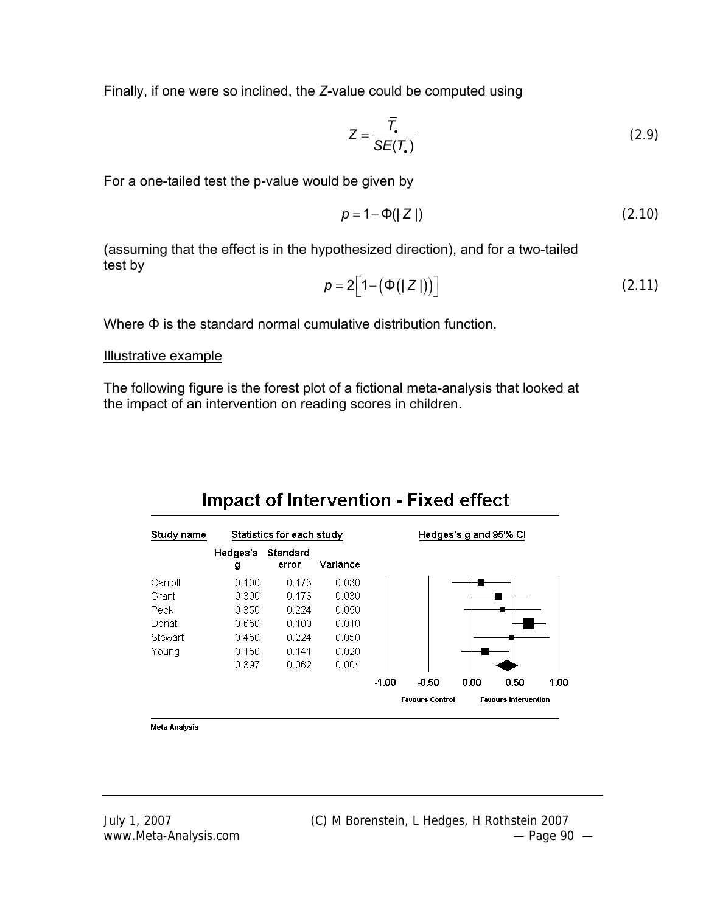Finally, if one were so inclined, the *Z*-value could be computed using

$$Z = \frac{\bar{T}_{\bullet}}{SE(\bar{T}_{\bullet})} \tag{2.9}$$

For a one-tailed test the p-value would be given by

$$p = 1 - \Phi(|Z|) \tag{2.10}$$

(assuming that the effect is in the hypothesized direction), and for a two-tailed test by

$$p = 2\left[1 - \left(\Phi\left(|Z|\right)\right)\right] \tag{2.11}$$

Where Φ is the standard normal cumulative distribution function.

Illustrative example

The following figure is the forest plot of a fictional meta-analysis that looked at the impact of an intervention on reading scores in children.

**Impact of Intervention - Fixed effect**

| Study name | Hedges's g | Standard error | Variance |
|---|---|---|---|
| Carroll | 0.100 | 0.173 | 0.030 |
| Grant | 0.300 | 0.173 | 0.030 |
| Peck | 0.350 | 0.224 | 0.050 |
| Donat | 0.650 | 0.100 | 0.010 |
| Stewart | 0.450 | 0.224 | 0.050 |
| Young | 0.150 | 0.141 | 0.020 |
| | 0.397 | 0.062 | 0.004 |

Hedges's g and 95% CI (axis: -1.00, -0.50, 0.00, 0.50, 1.00; Favours Control / Favours Intervention)

Meta Analysis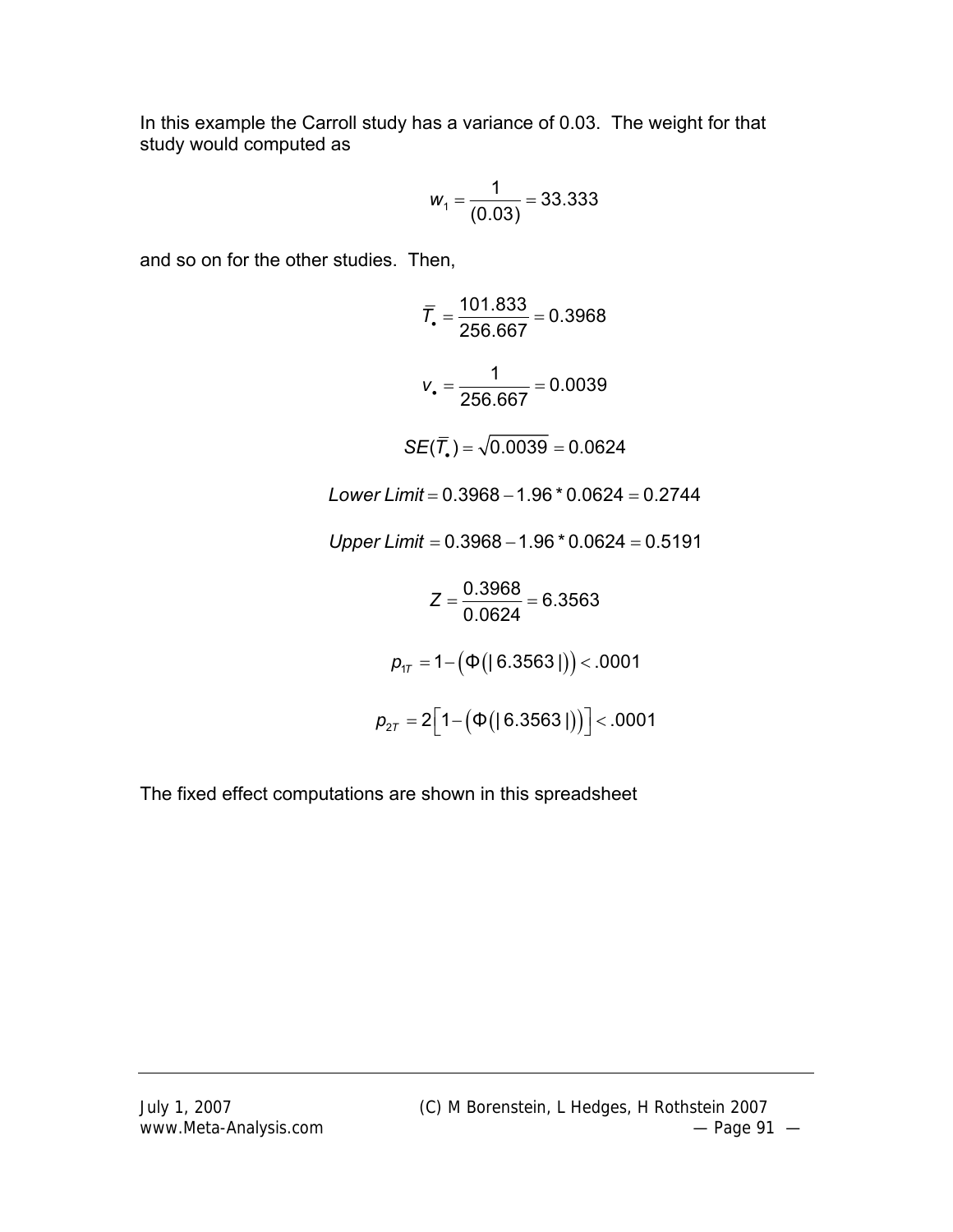In this example the Carroll study has a variance of 0.03. The weight for that study would computed as

$$w_1 = \frac{1}{(0.03)} = 33.333$$

and so on for the other studies. Then,

$$\bar{T}_\bullet = \frac{101.833}{256.667} = 0.3968$$

$$v_\bullet = \frac{1}{256.667} = 0.0039$$

$$SE(\bar{T}_\bullet) = \sqrt{0.0039} = 0.0624$$

$$Lower\ Limit = 0.3968 - 1.96 * 0.0624 = 0.2744$$

$$Upper\ Limit = 0.3968 - 1.96 * 0.0624 = 0.5191$$

$$Z = \frac{0.3968}{0.0624} = 6.3563$$

$$p_{1T} = 1 - \left(\Phi\left(|\,6.3563\,|\right)\right) < .0001$$

$$p_{2T} = 2\left[1 - \left(\Phi\left(|\,6.3563\,|\right)\right)\right] < .0001$$

The fixed effect computations are shown in this spreadsheet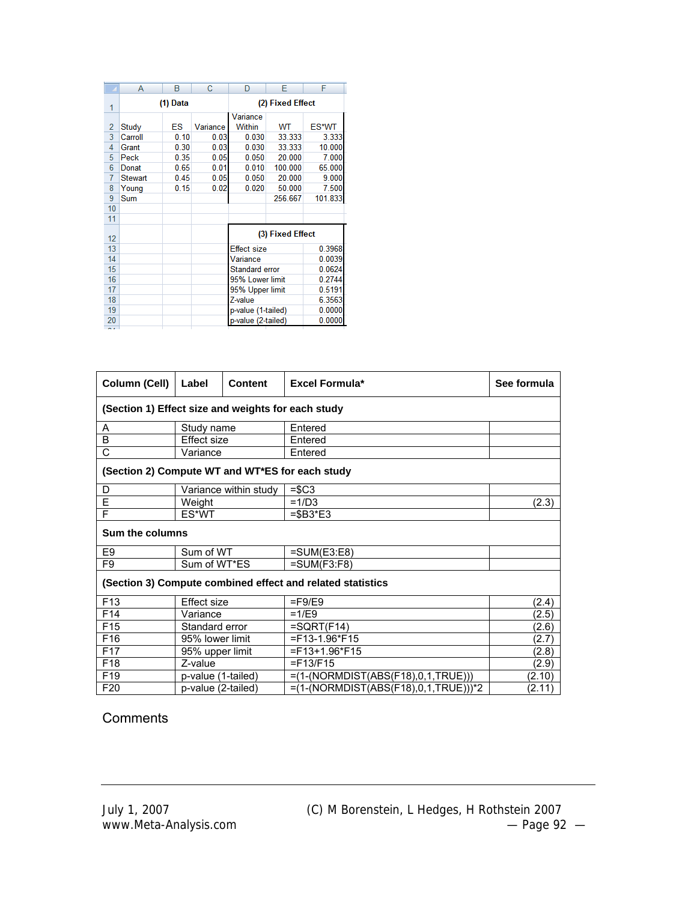| | A | B | C | D | E | F |
|---|---|---|---|---|---|---|
| 1 | | (1) Data | | (2) Fixed Effect | | |
| 2 | Study | ES | Variance | Variance Within | WT | ES*WT |
| 3 | Carroll | 0.10 | 0.03 | 0.030 | 33.333 | 3.333 |
| 4 | Grant | 0.30 | 0.03 | 0.030 | 33.333 | 10.000 |
| 5 | Peck | 0.35 | 0.05 | 0.050 | 20.000 | 7.000 |
| 6 | Donat | 0.65 | 0.01 | 0.010 | 100.000 | 65.000 |
| 7 | Stewart | 0.45 | 0.05 | 0.050 | 20.000 | 9.000 |
| 8 | Young | 0.15 | 0.02 | 0.020 | 50.000 | 7.500 |
| 9 | Sum | | | | 256.667 | 101.833 |
| 10 | | | | | | |
| 11 | | | | | | |
| 12 | | | | (3) Fixed Effect | | |
| 13 | | | | Effect size | | 0.3968 |
| 14 | | | | Variance | | 0.0039 |
| 15 | | | | Standard error | | 0.0624 |
| 16 | | | | 95% Lower limit | | 0.2744 |
| 17 | | | | 95% Upper limit | | 0.5191 |
| 18 | | | | Z-value | | 6.3563 |
| 19 | | | | p-value (1-tailed) | | 0.0000 |
| 20 | | | | p-value (2-tailed) | | 0.0000 |

| Column (Cell) | Label | Content | Excel Formula* | See formula |
|---|---|---|---|---|
| **(Section 1) Effect size and weights for each study** | | | | |
| A | Study name | | Entered | |
| B | Effect size | | Entered | |
| C | Variance | | Entered | |
| **(Section 2) Compute WT and WT*ES for each study** | | | | |
| D | Variance within study | | =$C3 | |
| E | Weight | | =1/D3 | (2.3) |
| F | ES*WT | | =$B3*E3 | |
| **Sum the columns** | | | | |
| E9 | Sum of WT | | =SUM(E3:E8) | |
| F9 | Sum of WT*ES | | =SUM(F3:F8) | |
| **(Section 3) Compute combined effect and related statistics** | | | | |
| F13 | Effect size | | =F9/E9 | (2.4) |
| F14 | Variance | | =1/E9 | (2.5) |
| F15 | Standard error | | =SQRT(F14) | (2.6) |
| F16 | 95% lower limit | | =F13-1.96*F15 | (2.7) |
| F17 | 95% upper limit | | =F13+1.96*F15 | (2.8) |
| F18 | Z-value | | =F13/F15 | (2.9) |
| F19 | p-value (1-tailed) | | =(1-(NORMDIST(ABS(F18),0,1,TRUE))) | (2.10) |
| F20 | p-value (2-tailed) | | =(1-(NORMDIST(ABS(F18),0,1,TRUE)))*2 | (2.11) |

Comments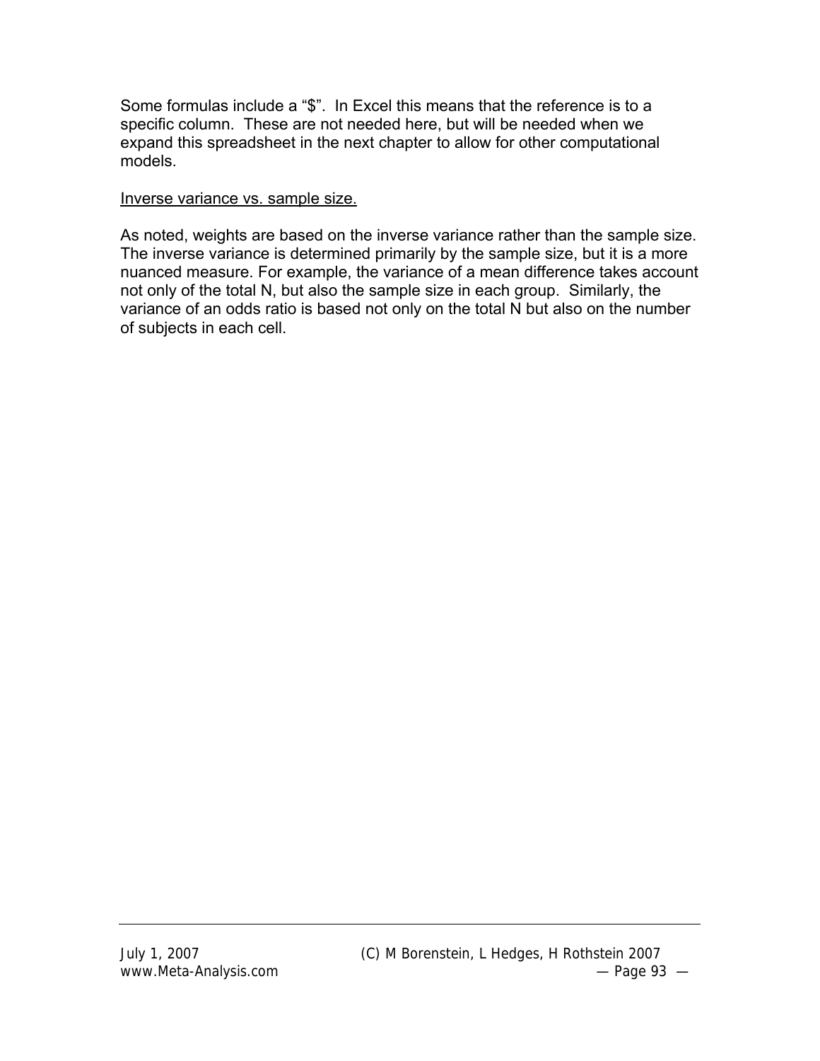Some formulas include a "$". In Excel this means that the reference is to a specific column. These are not needed here, but will be needed when we expand this spreadsheet in the next chapter to allow for other computational models.

<u>Inverse variance vs. sample size.</u>

As noted, weights are based on the inverse variance rather than the sample size. The inverse variance is determined primarily by the sample size, but it is a more nuanced measure. For example, the variance of a mean difference takes account not only of the total N, but also the sample size in each group. Similarly, the variance of an odds ratio is based not only on the total N but also on the number of subjects in each cell.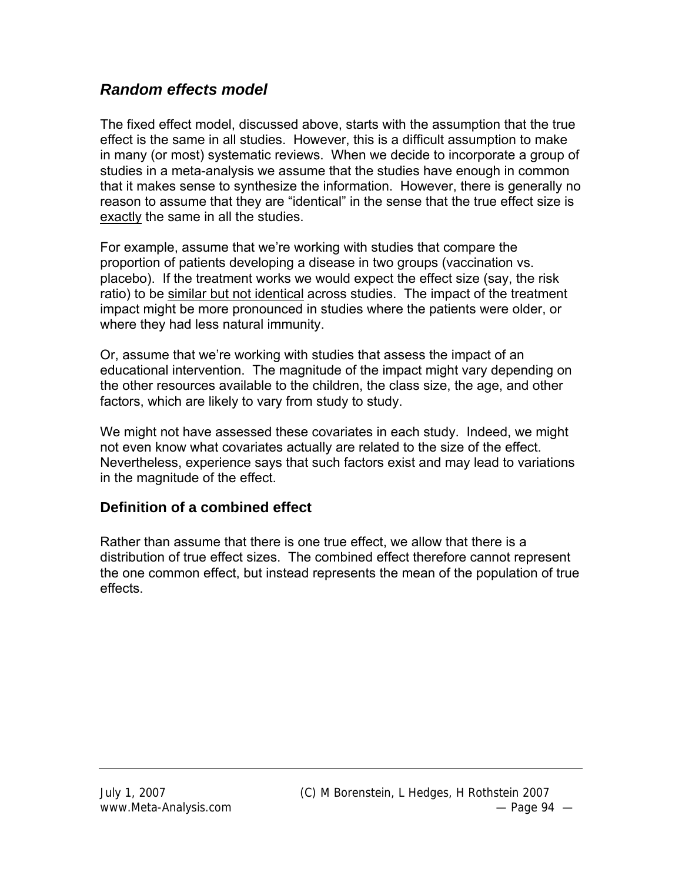## *Random effects model*

The fixed effect model, discussed above, starts with the assumption that the true effect is the same in all studies. However, this is a difficult assumption to make in many (or most) systematic reviews. When we decide to incorporate a group of studies in a meta-analysis we assume that the studies have enough in common that it makes sense to synthesize the information. However, there is generally no reason to assume that they are “identical” in the sense that the true effect size is <u>exactly</u> the same in all the studies.

For example, assume that we’re working with studies that compare the proportion of patients developing a disease in two groups (vaccination vs. placebo). If the treatment works we would expect the effect size (say, the risk ratio) to be <u>similar but not identical</u> across studies. The impact of the treatment impact might be more pronounced in studies where the patients were older, or where they had less natural immunity.

Or, assume that we’re working with studies that assess the impact of an educational intervention. The magnitude of the impact might vary depending on the other resources available to the children, the class size, the age, and other factors, which are likely to vary from study to study.

We might not have assessed these covariates in each study. Indeed, we might not even know what covariates actually are related to the size of the effect. Nevertheless, experience says that such factors exist and may lead to variations in the magnitude of the effect.

### Definition of a combined effect

Rather than assume that there is one true effect, we allow that there is a distribution of true effect sizes. The combined effect therefore cannot represent the one common effect, but instead represents the mean of the population of true effects.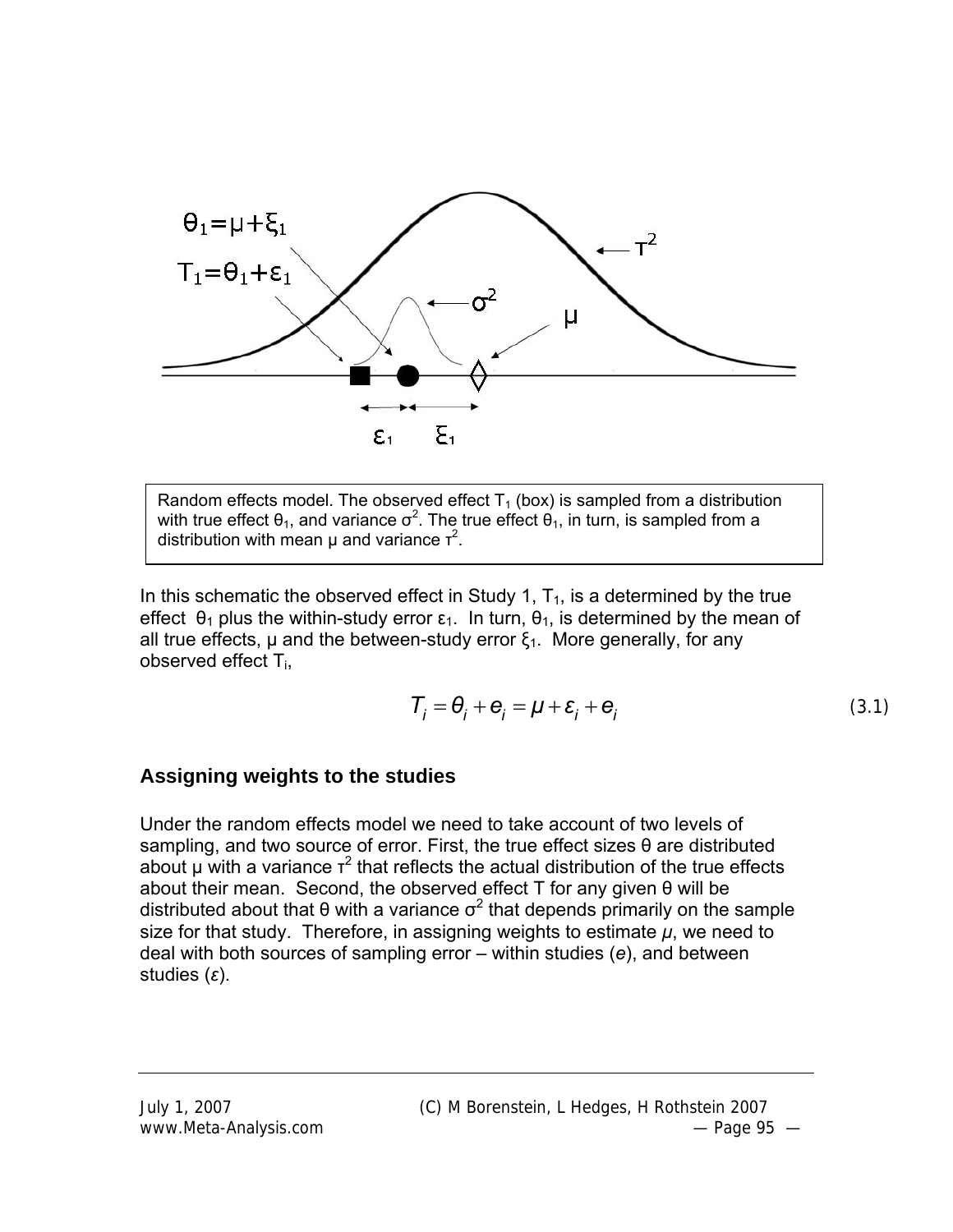Random effects model. The observed effect $T_1$ (box) is sampled from a distribution with true effect $\theta_1$, and variance $\sigma^2$. The true effect $\theta_1$, in turn, is sampled from a distribution with mean μ and variance $\tau^2$.

In this schematic the observed effect in Study 1, $T_1$, is a determined by the true effect $\theta_1$ plus the within-study error $\varepsilon_1$. In turn, $\theta_1$, is determined by the mean of all true effects, μ and the between-study error $\xi_1$. More generally, for any observed effect $T_i$,

$$T_i = \theta_i + e_i = \mu + \varepsilon_i + e_i \tag{3.1}$$

## Assigning weights to the studies

Under the random effects model we need to take account of two levels of sampling, and two source of error. First, the true effect sizes θ are distributed about μ with a variance $\tau^2$ that reflects the actual distribution of the true effects about their mean. Second, the observed effect T for any given θ will be distributed about that θ with a variance $\sigma^2$ that depends primarily on the sample size for that study. Therefore, in assigning weights to estimate $\mu$, we need to deal with both sources of sampling error – within studies ($e$), and between studies ($\varepsilon$).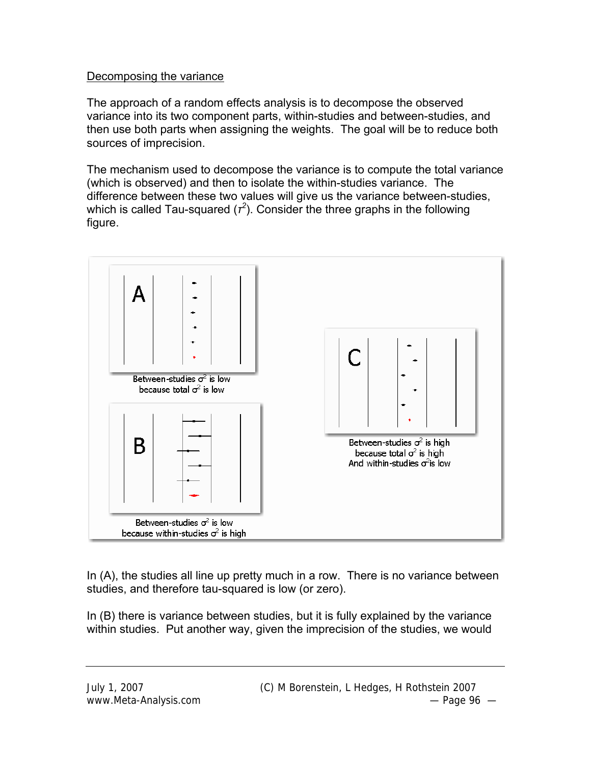Decomposing the variance

The approach of a random effects analysis is to decompose the observed variance into its two component parts, within-studies and between-studies, and then use both parts when assigning the weights. The goal will be to reduce both sources of imprecision.

The mechanism used to decompose the variance is to compute the total variance (which is observed) and then to isolate the within-studies variance. The difference between these two values will give us the variance between-studies, which is called Tau-squared ($\tau^2$). Consider the three graphs in the following figure.

Between-studies $\sigma^2$ is low because total $\sigma^2$ is low

Between-studies $\sigma^2$ is low because within-studies $\sigma^2$ is high

Between-studies $\sigma^2$ is high because total $\sigma^2$ is high And within-studies $\sigma^2$ is low

In (A), the studies all line up pretty much in a row. There is no variance between studies, and therefore tau-squared is low (or zero).

In (B) there is variance between studies, but it is fully explained by the variance within studies. Put another way, given the imprecision of the studies, we would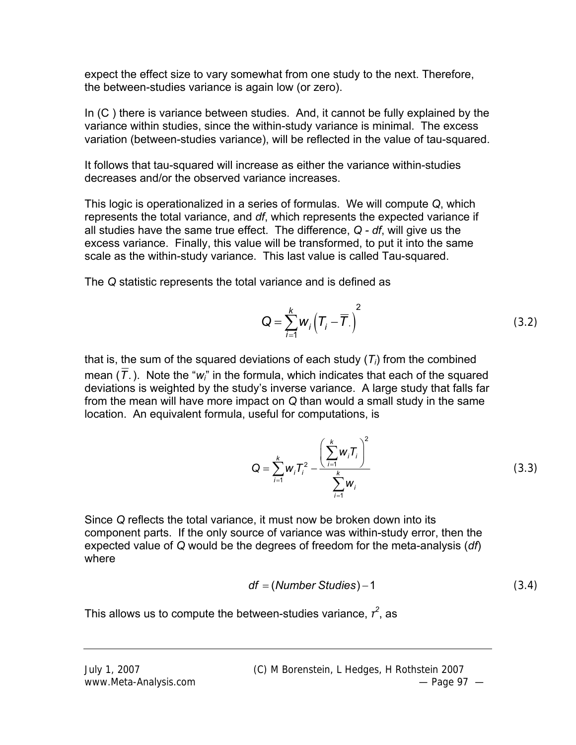expect the effect size to vary somewhat from one study to the next. Therefore, the between-studies variance is again low (or zero).

In (C ) there is variance between studies. And, it cannot be fully explained by the variance within studies, since the within-study variance is minimal. The excess variation (between-studies variance), will be reflected in the value of tau-squared.

It follows that tau-squared will increase as either the variance within-studies decreases and/or the observed variance increases.

This logic is operationalized in a series of formulas. We will compute $Q$, which represents the total variance, and $df$, which represents the expected variance if all studies have the same true effect. The difference, $Q$ - $df$, will give us the excess variance. Finally, this value will be transformed, to put it into the same scale as the within-study variance. This last value is called Tau-squared.

The $Q$ statistic represents the total variance and is defined as

$$Q = \sum_{i=1}^{k} w_i \left( T_i - \overline{T}. \right)^2 \tag{3.2}$$

that is, the sum of the squared deviations of each study ($T_i$) from the combined mean ($\overline{T}.$). Note the "$w_i$" in the formula, which indicates that each of the squared deviations is weighted by the study's inverse variance. A large study that falls far from the mean will have more impact on $Q$ than would a small study in the same location. An equivalent formula, useful for computations, is

$$Q = \sum_{i=1}^{k} w_i T_i^2 - \frac{\left( \sum_{i=1}^{k} w_i T_i \right)^2}{\sum_{i=1}^{k} w_i} \tag{3.3}$$

Since $Q$ reflects the total variance, it must now be broken down into its component parts. If the only source of variance was within-study error, then the expected value of $Q$ would be the degrees of freedom for the meta-analysis ($df$) where

$$df = (Number\ Studies) - 1 \tag{3.4}$$

This allows us to compute the between-studies variance, $\tau^2$, as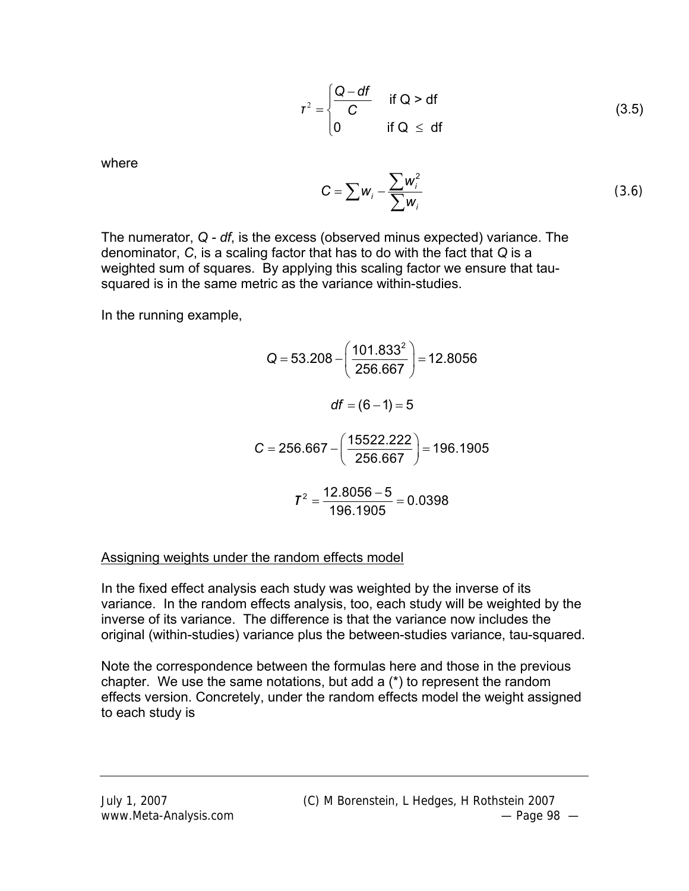$$T^2 = \begin{cases} \dfrac{Q - df}{C} & \text{if Q > df} \\ 0 & \text{if Q} \leq \text{df} \end{cases} \tag{3.5}$$

where

$$C = \sum w_i - \frac{\sum w_i^2}{\sum w_i} \tag{3.6}$$

The numerator, $Q$ - $df$, is the excess (observed minus expected) variance. The denominator, $C$, is a scaling factor that has to do with the fact that $Q$ is a weighted sum of squares. By applying this scaling factor we ensure that tau-squared is in the same metric as the variance within-studies.

In the running example,

$$Q = 53.208 - \left(\frac{101.833^2}{256.667}\right) = 12.8056$$

$$df = (6 - 1) = 5$$

$$C = 256.667 - \left(\frac{15522.222}{256.667}\right) = 196.1905$$

$$T^2 = \frac{12.8056 - 5}{196.1905} = 0.0398$$

<u>Assigning weights under the random effects model</u>

In the fixed effect analysis each study was weighted by the inverse of its variance. In the random effects analysis, too, each study will be weighted by the inverse of its variance. The difference is that the variance now includes the original (within-studies) variance plus the between-studies variance, tau-squared.

Note the correspondence between the formulas here and those in the previous chapter. We use the same notations, but add a (*) to represent the random effects version. Concretely, under the random effects model the weight assigned to each study is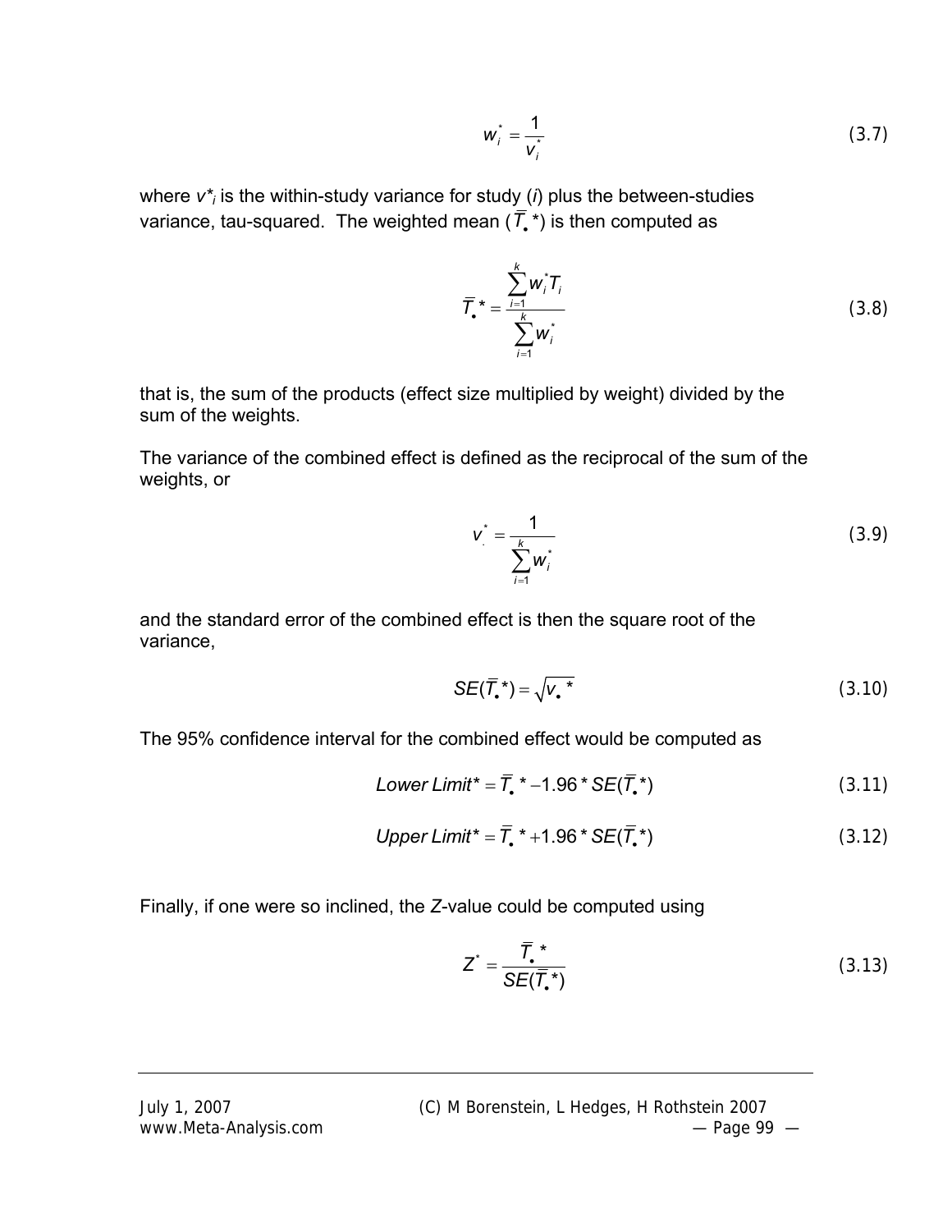$$w_i^* = \frac{1}{v_i^*} \tag{3.7}$$

where $v^*_i$ is the within-study variance for study ($i$) plus the between-studies variance, tau-squared. The weighted mean ($\bar{T}_\bullet$*) is then computed as

$$\bar{T}_\bullet * = \frac{\sum_{i=1}^{k} w_i^* T_i}{\sum_{i=1}^{k} w_i^*} \tag{3.8}$$

that is, the sum of the products (effect size multiplied by weight) divided by the sum of the weights.

The variance of the combined effect is defined as the reciprocal of the sum of the weights, or

$$v_.^* = \frac{1}{\sum_{i=1}^{k} w_i^*} \tag{3.9}$$

and the standard error of the combined effect is then the square root of the variance,

$$SE(\bar{T}_\bullet *) = \sqrt{v_\bullet *} \tag{3.10}$$

The 95% confidence interval for the combined effect would be computed as

$$Lower\ Limit* = \bar{T}_\bullet * -1.96 * SE(\bar{T}_\bullet *) \tag{3.11}$$

$$Upper\ Limit* = \bar{T}_\bullet * +1.96 * SE(\bar{T}_\bullet *) \tag{3.12}$$

Finally, if one were so inclined, the $Z$-value could be computed using

$$Z^* = \frac{\bar{T}_\bullet *}{SE(\bar{T}_\bullet *)} \tag{3.13}$$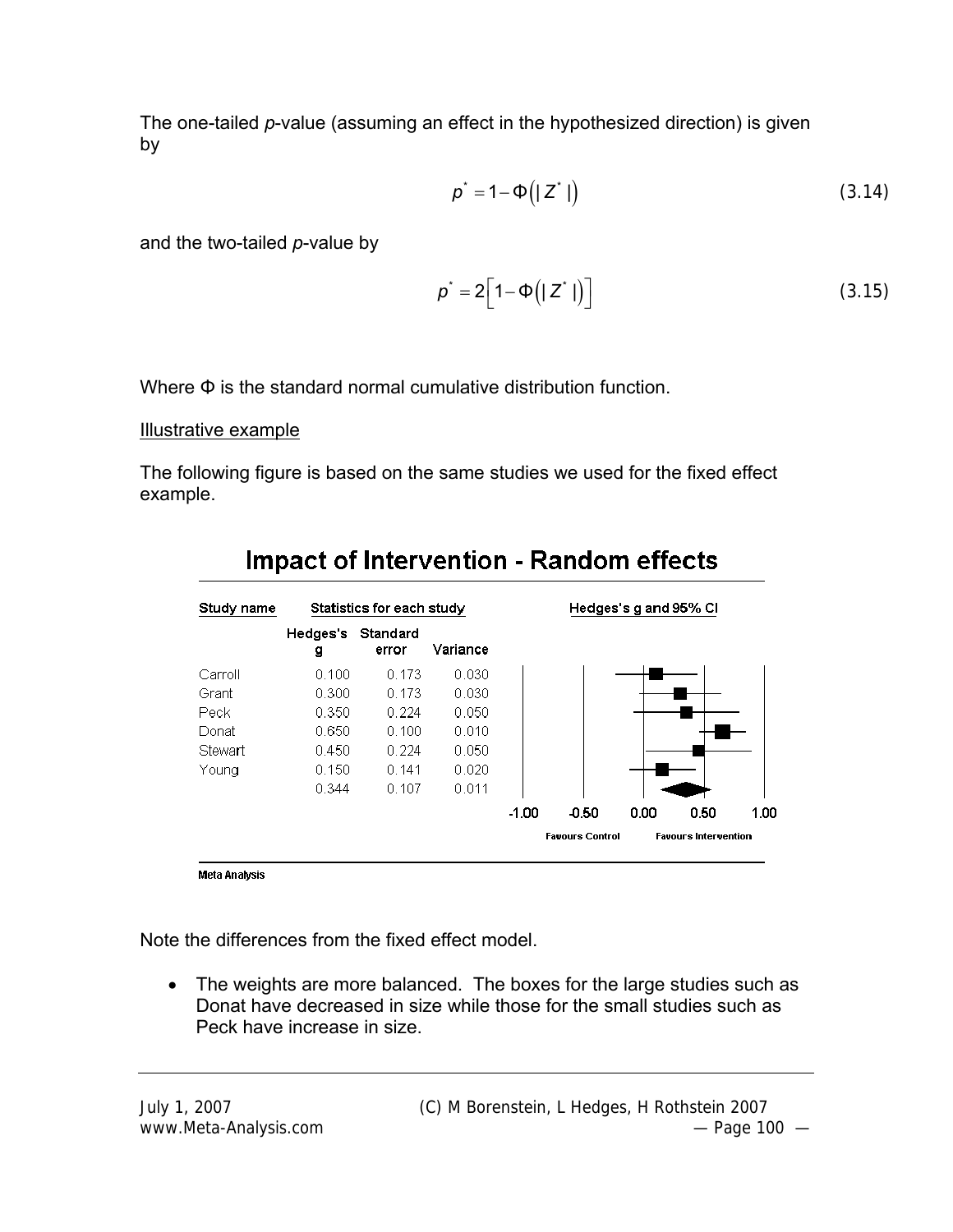The one-tailed *p*-value (assuming an effect in the hypothesized direction) is given by

$$p^* = 1 - \Phi\left(|Z^*|\right) \tag{3.14}$$

and the two-tailed *p*-value by

$$p^* = 2\left[1 - \Phi\left(|Z^*|\right)\right] \tag{3.15}$$

Where Φ is the standard normal cumulative distribution function.

<u>Illustrative example</u>

The following figure is based on the same studies we used for the fixed effect example.

**Impact of Intervention - Random effects**

| Study name | Hedges's g | Standard error | Variance |
|---|---|---|---|
| Carroll | 0.100 | 0.173 | 0.030 |
| Grant | 0.300 | 0.173 | 0.030 |
| Peck | 0.350 | 0.224 | 0.050 |
| Donat | 0.650 | 0.100 | 0.010 |
| Stewart | 0.450 | 0.224 | 0.050 |
| Young | 0.150 | 0.141 | 0.020 |
| | 0.344 | 0.107 | 0.011 |

Hedges's g and 95% CI (axis: -1.00, -0.50, 0.00, 0.50, 1.00; Favours Control / Favours Intervention)

Meta Analysis

Note the differences from the fixed effect model.

- The weights are more balanced. The boxes for the large studies such as Donat have decreased in size while those for the small studies such as Peck have increase in size.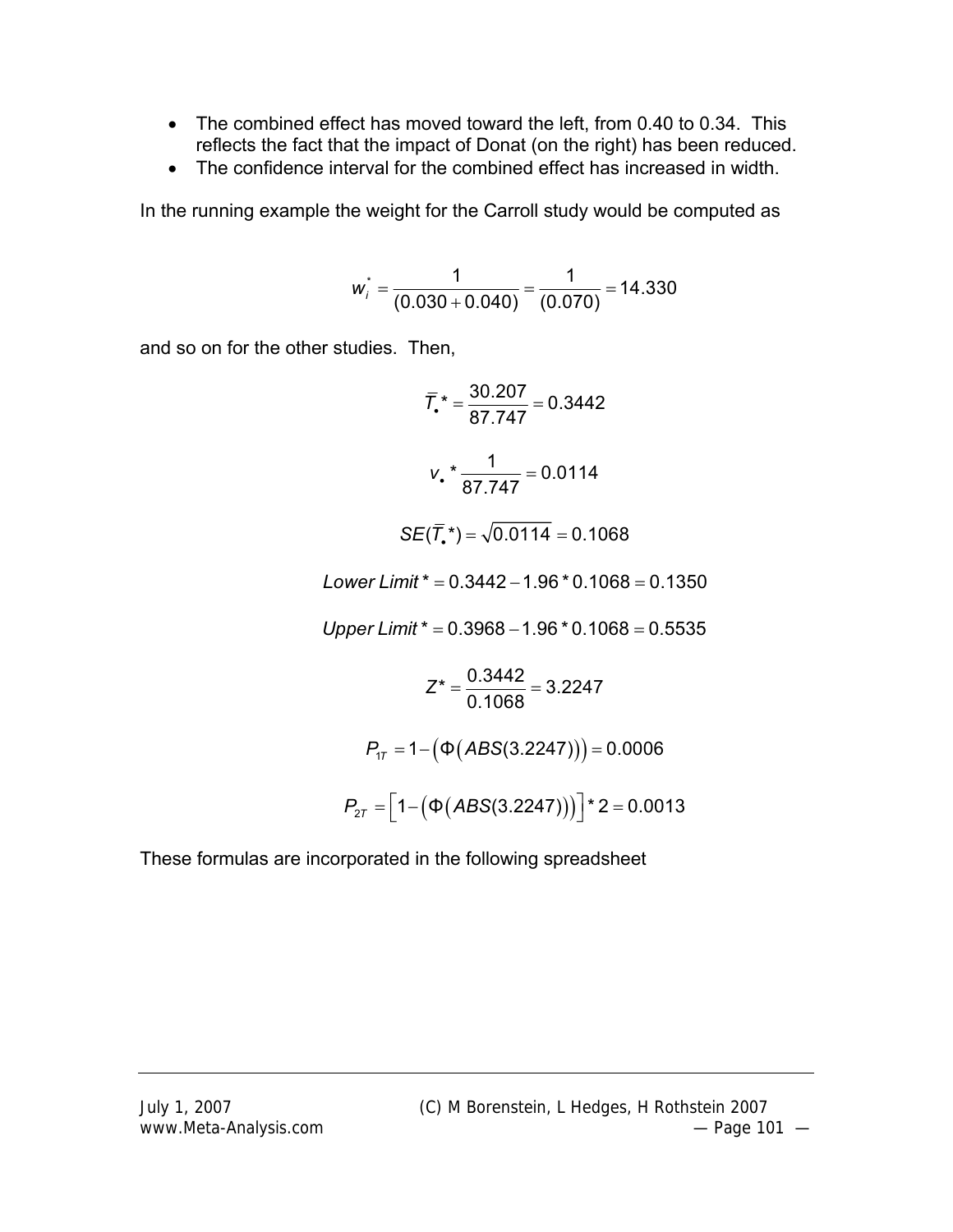- The combined effect has moved toward the left, from 0.40 to 0.34. This reflects the fact that the impact of Donat (on the right) has been reduced.
- The confidence interval for the combined effect has increased in width.

In the running example the weight for the Carroll study would be computed as

$$w_i^* = \frac{1}{(0.030 + 0.040)} = \frac{1}{(0.070)} = 14.330$$

and so on for the other studies. Then,

$$\overline{T}_\bullet{}^* = \frac{30.207}{87.747} = 0.3442$$

$$v_\bullet{}^* \frac{1}{87.747} = 0.0114$$

$$SE(\overline{T}_\bullet{}^*) = \sqrt{0.0114} = 0.1068$$

$$Lower\ Limit^* = 0.3442 - 1.96 * 0.1068 = 0.1350$$

$$Upper\ Limit^* = 0.3968 - 1.96 * 0.1068 = 0.5535$$

$$Z^* = \frac{0.3442}{0.1068} = 3.2247$$

$$P_{1T} = 1 - \left(\Phi\left(ABS(3.2247)\right)\right) = 0.0006$$

$$P_{2T} = \left[1 - \left(\Phi\left(ABS(3.2247)\right)\right)\right] * 2 = 0.0013$$

These formulas are incorporated in the following spreadsheet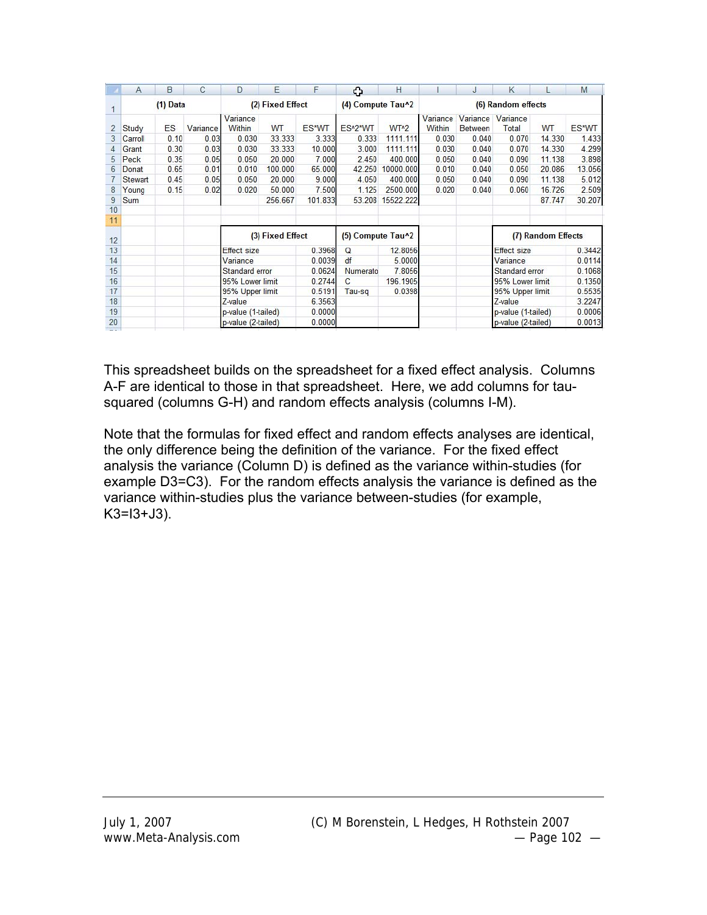| | A | B | C | D | E | F | G | H | I | J | K | L | M |
|---|---|---|---|---|---|---|---|---|---|---|---|---|---|
| 1 | | (1) Data | | (2) Fixed Effect | | | (4) Compute Tau^2 | | (6) Random effects | | | | |
| 2 | Study | ES | Variance | Variance Within | WT | ES*WT | ES^2*WT | WT^2 | Variance Within | Variance Between | Variance Total | WT | ES*WT |
| 3 | Carroll | 0.10 | 0.03 | 0.030 | 33.333 | 3.333 | 0.333 | 1111.111 | 0.030 | 0.040 | 0.070 | 14.330 | 1.433 |
| 4 | Grant | 0.30 | 0.03 | 0.030 | 33.333 | 10.000 | 3.000 | 1111.111 | 0.030 | 0.040 | 0.070 | 14.330 | 4.299 |
| 5 | Peck | 0.35 | 0.05 | 0.050 | 20.000 | 7.000 | 2.450 | 400.000 | 0.050 | 0.040 | 0.090 | 11.138 | 3.898 |
| 6 | Donat | 0.65 | 0.01 | 0.010 | 100.000 | 65.000 | 42.250 | 10000.000 | 0.010 | 0.040 | 0.050 | 20.086 | 13.056 |
| 7 | Stewart | 0.45 | 0.05 | 0.050 | 20.000 | 9.000 | 4.050 | 400.000 | 0.050 | 0.040 | 0.090 | 11.138 | 5.012 |
| 8 | Young | 0.15 | 0.02 | 0.020 | 50.000 | 7.500 | 1.125 | 2500.000 | 0.020 | 0.040 | 0.060 | 16.726 | 2.509 |
| 9 | Sum | | | | 256.667 | 101.833 | 53.208 | 15522.222 | | | | 87.747 | 30.207 |
| 10 | | | | | | | | | | | | | |
| 11 | | | | | | | | | | | | | |
| 12 | | | | (3) Fixed Effect | | | (5) Compute Tau^2 | | | | (7) Random Effects | | |
| 13 | | | | Effect size | | 0.3968 | Q | 12.8056 | | | Effect size | | 0.3442 |
| 14 | | | | Variance | | 0.0039 | df | 5.0000 | | | Variance | | 0.0114 |
| 15 | | | | Standard error | | 0.0624 | Numerato | 7.8056 | | | Standard error | | 0.1068 |
| 16 | | | | 95% Lower limit | | 0.2744 | C | 196.1905 | | | 95% Lower limit | | 0.1350 |
| 17 | | | | 95% Upper limit | | 0.5191 | Tau-sq | 0.0398 | | | 95% Upper limit | | 0.5535 |
| 18 | | | | Z-value | | 6.3563 | | | | | Z-value | | 3.2247 |
| 19 | | | | p-value (1-tailed) | | 0.0000 | | | | | p-value (1-tailed) | | 0.0006 |
| 20 | | | | p-value (2-tailed) | | 0.0000 | | | | | p-value (2-tailed) | | 0.0013 |

This spreadsheet builds on the spreadsheet for a fixed effect analysis. Columns A-F are identical to those in that spreadsheet. Here, we add columns for tau-squared (columns G-H) and random effects analysis (columns I-M).

Note that the formulas for fixed effect and random effects analyses are identical, the only difference being the definition of the variance. For the fixed effect analysis the variance (Column D) is defined as the variance within-studies (for example D3=C3). For the random effects analysis the variance is defined as the variance within-studies plus the variance between-studies (for example, K3=I3+J3).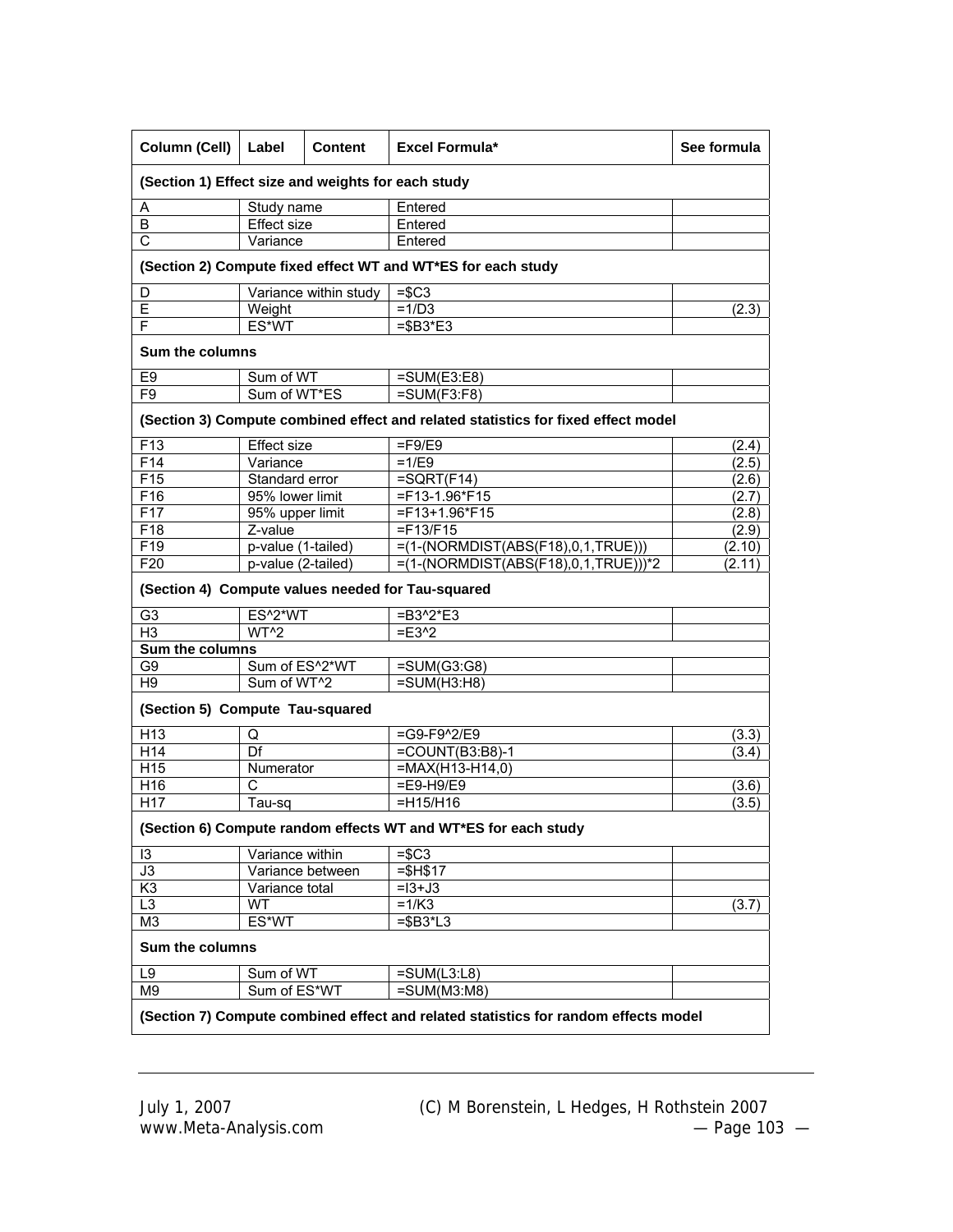| Column (Cell) | Label | Content | Excel Formula* | See formula |
|---|---|---|---|---|
| **(Section 1) Effect size and weights for each study** | | | | |
| A | Study name | | Entered | |
| B | Effect size | | Entered | |
| C | Variance | | Entered | |
| **(Section 2) Compute fixed effect WT and WT*ES for each study** | | | | |
| D | Variance within study | | =$C3 | |
| E | Weight | | =1/D3 | (2.3) |
| F | ES*WT | | =$B3*E3 | |
| **Sum the columns** | | | | |
| E9 | Sum of WT | | =SUM(E3:E8) | |
| F9 | Sum of WT*ES | | =SUM(F3:F8) | |
| **(Section 3) Compute combined effect and related statistics for fixed effect model** | | | | |
| F13 | Effect size | | =F9/E9 | (2.4) |
| F14 | Variance | | =1/E9 | (2.5) |
| F15 | Standard error | | =SQRT(F14) | (2.6) |
| F16 | 95% lower limit | | =F13-1.96*F15 | (2.7) |
| F17 | 95% upper limit | | =F13+1.96*F15 | (2.8) |
| F18 | Z-value | | =F13/F15 | (2.9) |
| F19 | p-value (1-tailed) | | =(1-(NORMDIST(ABS(F18),0,1,TRUE))) | (2.10) |
| F20 | p-value (2-tailed) | | =(1-(NORMDIST(ABS(F18),0,1,TRUE)))*2 | (2.11) |
| **(Section 4) Compute values needed for Tau-squared** | | | | |
| G3 | ES^2*WT | | =B3^2*E3 | |
| H3 | WT^2 | | =E3^2 | |
| **Sum the columns** | | | | |
| G9 | Sum of ES^2*WT | | =SUM(G3:G8) | |
| H9 | Sum of WT^2 | | =SUM(H3:H8) | |
| **(Section 5) Compute Tau-squared** | | | | |
| H13 | Q | | =G9-F9^2/E9 | (3.3) |
| H14 | Df | | =COUNT(B3:B8)-1 | (3.4) |
| H15 | Numerator | | =MAX(H13-H14,0) | |
| H16 | C | | =E9-H9/E9 | (3.6) |
| H17 | Tau-sq | | =H15/H16 | (3.5) |
| **(Section 6) Compute random effects WT and WT*ES for each study** | | | | |
| I3 | Variance within | | =$C3 | |
| J3 | Variance between | | =$H$17 | |
| K3 | Variance total | | =I3+J3 | |
| L3 | WT | | =1/K3 | (3.7) |
| M3 | ES*WT | | =$B3*L3 | |
| **Sum the columns** | | | | |
| L9 | Sum of WT | | =SUM(L3:L8) | |
| M9 | Sum of ES*WT | | =SUM(M3:M8) | |
| **(Section 7) Compute combined effect and related statistics for random effects model** | | | | |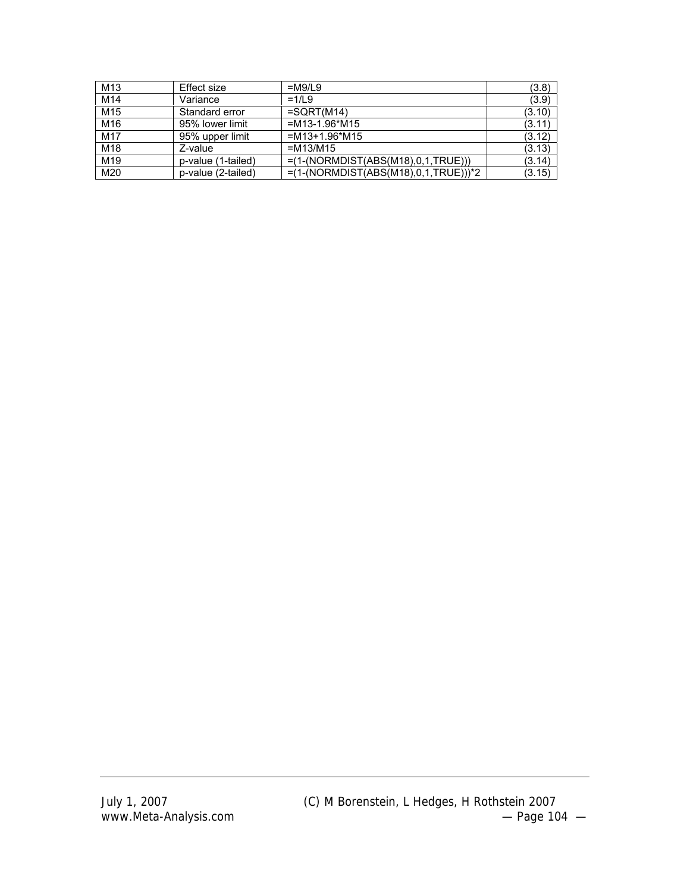| | | | |
|---|---|---|---|
| M13 | Effect size | =M9/L9 | (3.8) |
| M14 | Variance | =1/L9 | (3.9) |
| M15 | Standard error | =SQRT(M14) | (3.10) |
| M16 | 95% lower limit | =M13-1.96*M15 | (3.11) |
| M17 | 95% upper limit | =M13+1.96*M15 | (3.12) |
| M18 | Z-value | =M13/M15 | (3.13) |
| M19 | p-value (1-tailed) | =(1-(NORMDIST(ABS(M18),0,1,TRUE))) | (3.14) |
| M20 | p-value (2-tailed) | =(1-(NORMDIST(ABS(M18),0,1,TRUE)))*2 | (3.15) |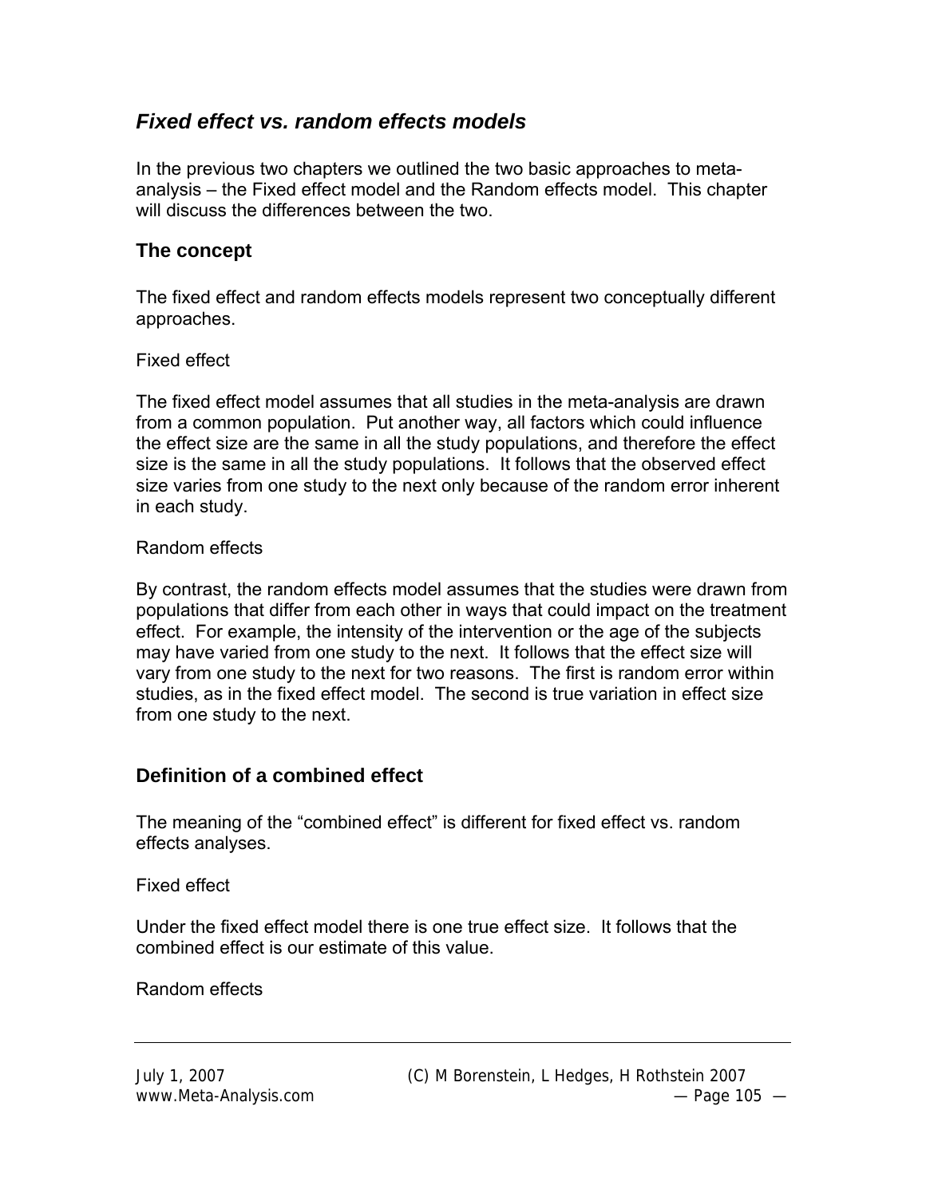## *Fixed effect vs. random effects models*

In the previous two chapters we outlined the two basic approaches to meta-analysis – the Fixed effect model and the Random effects model. This chapter will discuss the differences between the two.

### The concept

The fixed effect and random effects models represent two conceptually different approaches.

Fixed effect

The fixed effect model assumes that all studies in the meta-analysis are drawn from a common population. Put another way, all factors which could influence the effect size are the same in all the study populations, and therefore the effect size is the same in all the study populations. It follows that the observed effect size varies from one study to the next only because of the random error inherent in each study.

Random effects

By contrast, the random effects model assumes that the studies were drawn from populations that differ from each other in ways that could impact on the treatment effect. For example, the intensity of the intervention or the age of the subjects may have varied from one study to the next. It follows that the effect size will vary from one study to the next for two reasons. The first is random error within studies, as in the fixed effect model. The second is true variation in effect size from one study to the next.

### Definition of a combined effect

The meaning of the "combined effect" is different for fixed effect vs. random effects analyses.

Fixed effect

Under the fixed effect model there is one true effect size. It follows that the combined effect is our estimate of this value.

Random effects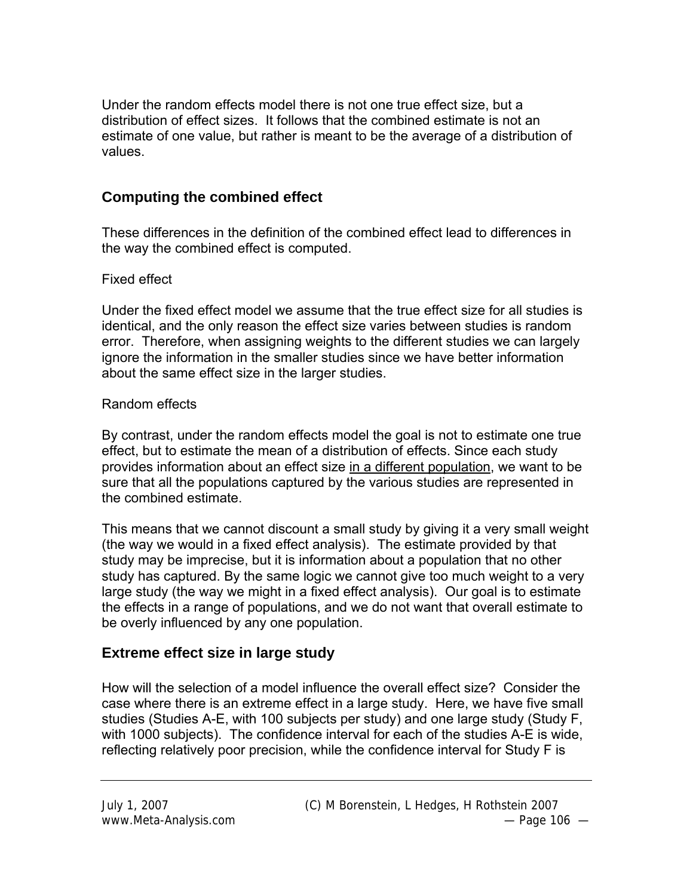Under the random effects model there is not one true effect size, but a distribution of effect sizes. It follows that the combined estimate is not an estimate of one value, but rather is meant to be the average of a distribution of values.

## Computing the combined effect

These differences in the definition of the combined effect lead to differences in the way the combined effect is computed.

Fixed effect

Under the fixed effect model we assume that the true effect size for all studies is identical, and the only reason the effect size varies between studies is random error. Therefore, when assigning weights to the different studies we can largely ignore the information in the smaller studies since we have better information about the same effect size in the larger studies.

Random effects

By contrast, under the random effects model the goal is not to estimate one true effect, but to estimate the mean of a distribution of effects. Since each study provides information about an effect size <u>in a different population</u>, we want to be sure that all the populations captured by the various studies are represented in the combined estimate.

This means that we cannot discount a small study by giving it a very small weight (the way we would in a fixed effect analysis). The estimate provided by that study may be imprecise, but it is information about a population that no other study has captured. By the same logic we cannot give too much weight to a very large study (the way we might in a fixed effect analysis). Our goal is to estimate the effects in a range of populations, and we do not want that overall estimate to be overly influenced by any one population.

## Extreme effect size in large study

How will the selection of a model influence the overall effect size? Consider the case where there is an extreme effect in a large study. Here, we have five small studies (Studies A-E, with 100 subjects per study) and one large study (Study F, with 1000 subjects). The confidence interval for each of the studies A-E is wide, reflecting relatively poor precision, while the confidence interval for Study F is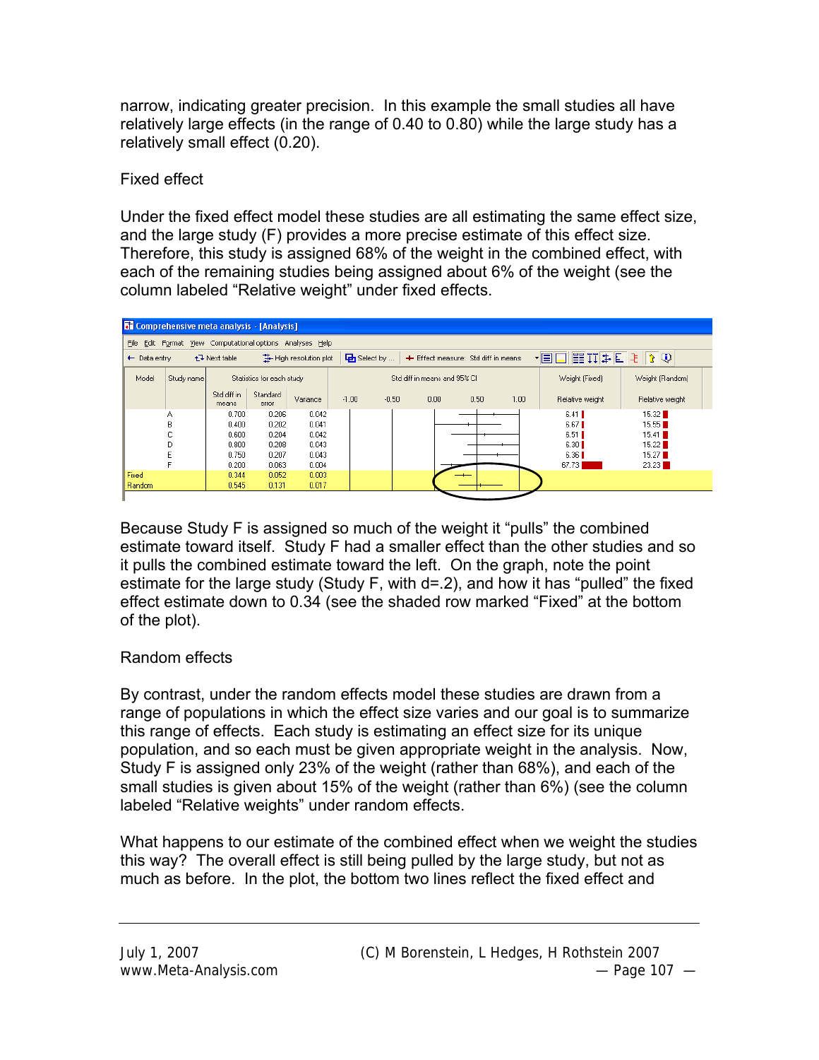narrow, indicating greater precision. In this example the small studies all have relatively large effects (in the range of 0.40 to 0.80) while the large study has a relatively small effect (0.20).

Fixed effect

Under the fixed effect model these studies are all estimating the same effect size, and the large study (F) provides a more precise estimate of this effect size. Therefore, this study is assigned 68% of the weight in the combined effect, with each of the remaining studies being assigned about 6% of the weight (see the column labeled "Relative weight" under fixed effects.

| Model | Study name | Std diff in means | Standard error | Variance | Weight (Fixed) Relative weight | Weight (Random) Relative weight |
|---|---|---|---|---|---|---|
| | A | 0.700 | 0.206 | 0.042 | 6.41 | 15.32 |
| | B | 0.400 | 0.202 | 0.041 | 6.67 | 15.55 |
| | C | 0.600 | 0.204 | 0.042 | 6.51 | 15.41 |
| | D | 0.800 | 0.209 | 0.043 | 6.30 | 15.22 |
| | E | 0.750 | 0.207 | 0.043 | 6.36 | 15.27 |
| | F | 0.200 | 0.063 | 0.004 | 67.73 | 23.23 |
| Fixed | | 0.344 | 0.052 | 0.003 | | |
| Random | | 0.545 | 0.131 | 0.017 | | |

Because Study F is assigned so much of the weight it "pulls" the combined estimate toward itself. Study F had a smaller effect than the other studies and so it pulls the combined estimate toward the left. On the graph, note the point estimate for the large study (Study F, with d=.2), and how it has "pulled" the fixed effect estimate down to 0.34 (see the shaded row marked "Fixed" at the bottom of the plot).

Random effects

By contrast, under the random effects model these studies are drawn from a range of populations in which the effect size varies and our goal is to summarize this range of effects. Each study is estimating an effect size for its unique population, and so each must be given appropriate weight in the analysis. Now, Study F is assigned only 23% of the weight (rather than 68%), and each of the small studies is given about 15% of the weight (rather than 6%) (see the column labeled "Relative weights" under random effects.

What happens to our estimate of the combined effect when we weight the studies this way? The overall effect is still being pulled by the large study, but not as much as before. In the plot, the bottom two lines reflect the fixed effect and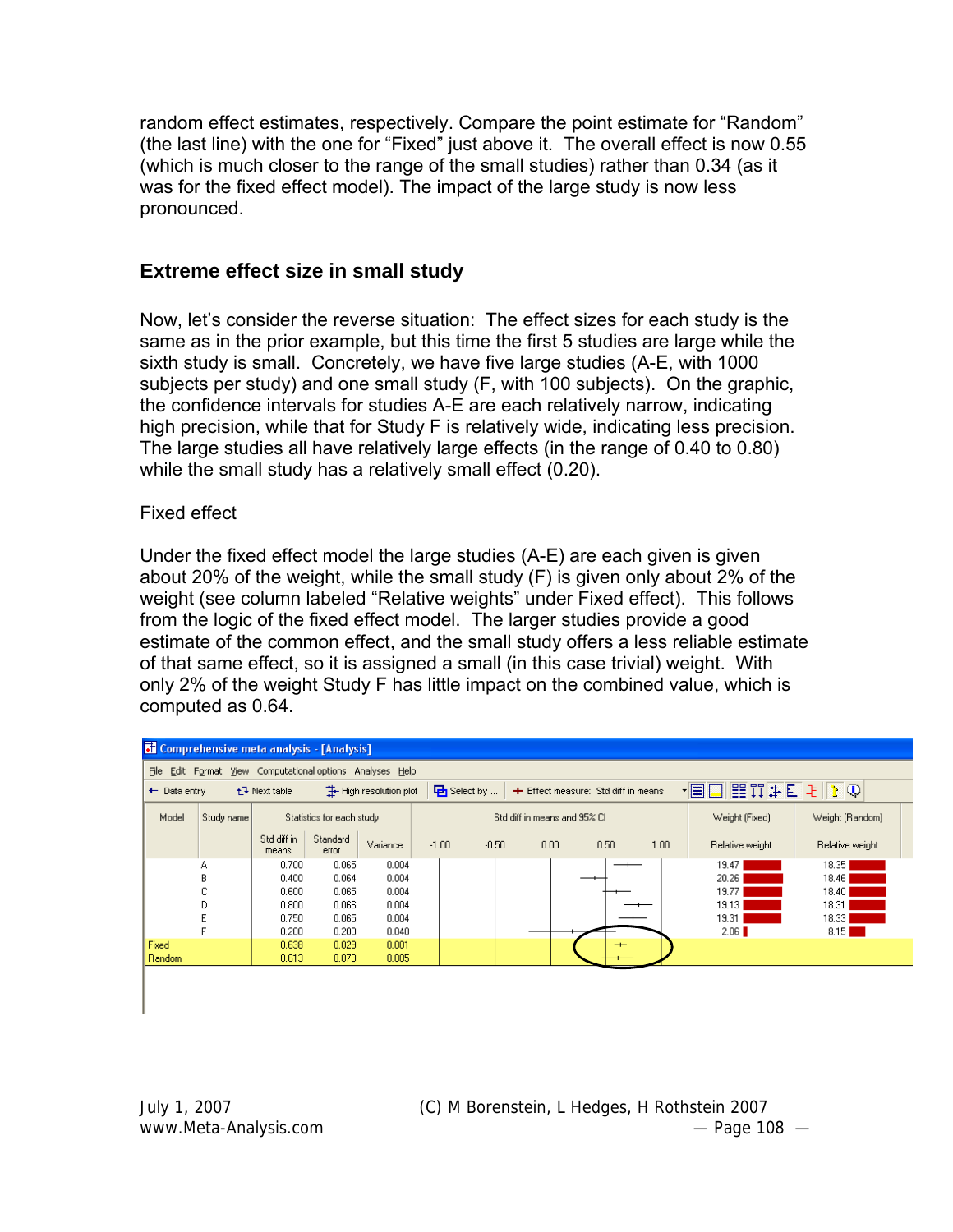random effect estimates, respectively. Compare the point estimate for "Random" (the last line) with the one for "Fixed" just above it. The overall effect is now 0.55 (which is much closer to the range of the small studies) rather than 0.34 (as it was for the fixed effect model). The impact of the large study is now less pronounced.

## Extreme effect size in small study

Now, let's consider the reverse situation: The effect sizes for each study is the same as in the prior example, but this time the first 5 studies are large while the sixth study is small. Concretely, we have five large studies (A-E, with 1000 subjects per study) and one small study (F, with 100 subjects). On the graphic, the confidence intervals for studies A-E are each relatively narrow, indicating high precision, while that for Study F is relatively wide, indicating less precision. The large studies all have relatively large effects (in the range of 0.40 to 0.80) while the small study has a relatively small effect (0.20).

Fixed effect

Under the fixed effect model the large studies (A-E) are each given is given about 20% of the weight, while the small study (F) is given only about 2% of the weight (see column labeled "Relative weights" under Fixed effect). This follows from the logic of the fixed effect model. The larger studies provide a good estimate of the common effect, and the small study offers a less reliable estimate of that same effect, so it is assigned a small (in this case trivial) weight. With only 2% of the weight Study F has little impact on the combined value, which is computed as 0.64.

Comprehensive meta analysis - [Analysis]

| Model | Study name | Std diff in means | Standard error | Variance | Std diff in means and 95% CI | Weight (Fixed) Relative weight | Weight (Random) Relative weight |
|---|---|---|---|---|---|---|---|
| | A | 0.700 | 0.065 | 0.004 | | 19.47 | 18.35 |
| | B | 0.400 | 0.064 | 0.004 | | 20.26 | 18.46 |
| | C | 0.600 | 0.065 | 0.004 | | 19.77 | 18.40 |
| | D | 0.800 | 0.066 | 0.004 | | 19.13 | 18.31 |
| | E | 0.750 | 0.065 | 0.004 | | 19.31 | 18.33 |
| | F | 0.200 | 0.200 | 0.040 | | 2.06 | 8.15 |
| Fixed | | 0.638 | 0.029 | 0.001 | | | |
| Random | | 0.613 | 0.073 | 0.005 | | | |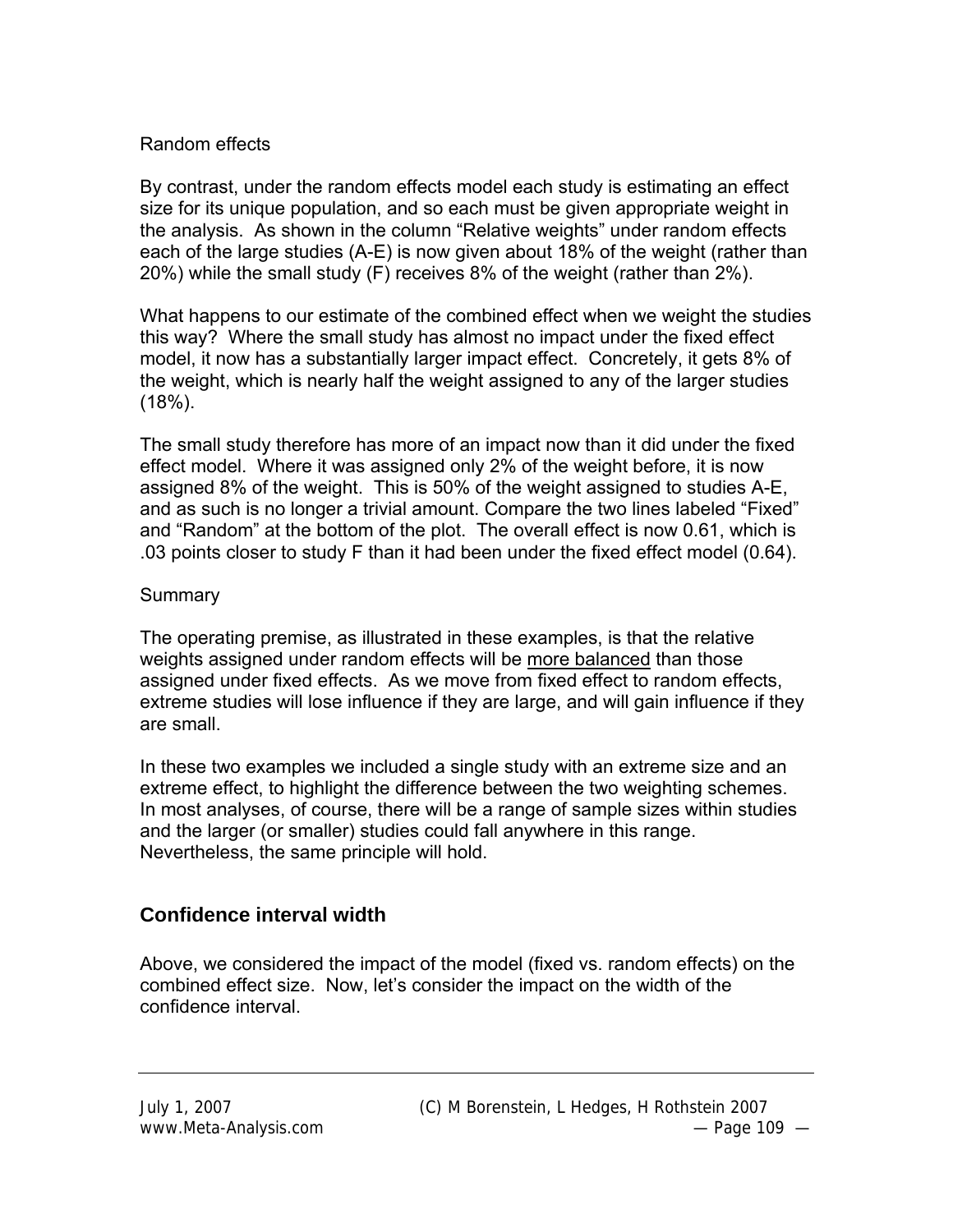Random effects

By contrast, under the random effects model each study is estimating an effect size for its unique population, and so each must be given appropriate weight in the analysis. As shown in the column "Relative weights" under random effects each of the large studies (A-E) is now given about 18% of the weight (rather than 20%) while the small study (F) receives 8% of the weight (rather than 2%).

What happens to our estimate of the combined effect when we weight the studies this way? Where the small study has almost no impact under the fixed effect model, it now has a substantially larger impact effect. Concretely, it gets 8% of the weight, which is nearly half the weight assigned to any of the larger studies (18%).

The small study therefore has more of an impact now than it did under the fixed effect model. Where it was assigned only 2% of the weight before, it is now assigned 8% of the weight. This is 50% of the weight assigned to studies A-E, and as such is no longer a trivial amount. Compare the two lines labeled "Fixed" and "Random" at the bottom of the plot. The overall effect is now 0.61, which is .03 points closer to study F than it had been under the fixed effect model (0.64).

Summary

The operating premise, as illustrated in these examples, is that the relative weights assigned under random effects will be <u>more balanced</u> than those assigned under fixed effects. As we move from fixed effect to random effects, extreme studies will lose influence if they are large, and will gain influence if they are small.

In these two examples we included a single study with an extreme size and an extreme effect, to highlight the difference between the two weighting schemes. In most analyses, of course, there will be a range of sample sizes within studies and the larger (or smaller) studies could fall anywhere in this range. Nevertheless, the same principle will hold.

## Confidence interval width

Above, we considered the impact of the model (fixed vs. random effects) on the combined effect size. Now, let's consider the impact on the width of the confidence interval.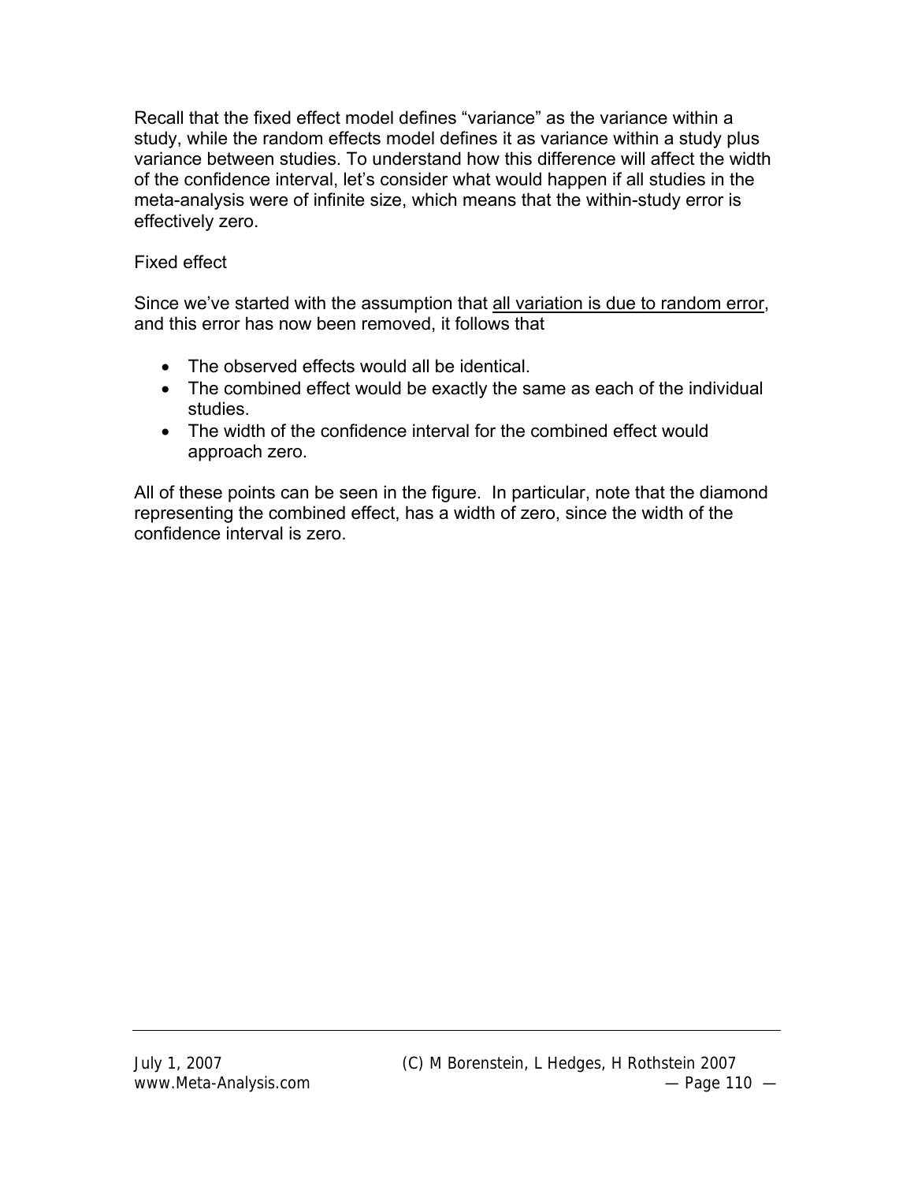Recall that the fixed effect model defines "variance" as the variance within a study, while the random effects model defines it as variance within a study plus variance between studies. To understand how this difference will affect the width of the confidence interval, let's consider what would happen if all studies in the meta-analysis were of infinite size, which means that the within-study error is effectively zero.

Fixed effect

Since we've started with the assumption that <u>all variation is due to random error</u>, and this error has now been removed, it follows that

- The observed effects would all be identical.
- The combined effect would be exactly the same as each of the individual studies.
- The width of the confidence interval for the combined effect would approach zero.

All of these points can be seen in the figure. In particular, note that the diamond representing the combined effect, has a width of zero, since the width of the confidence interval is zero.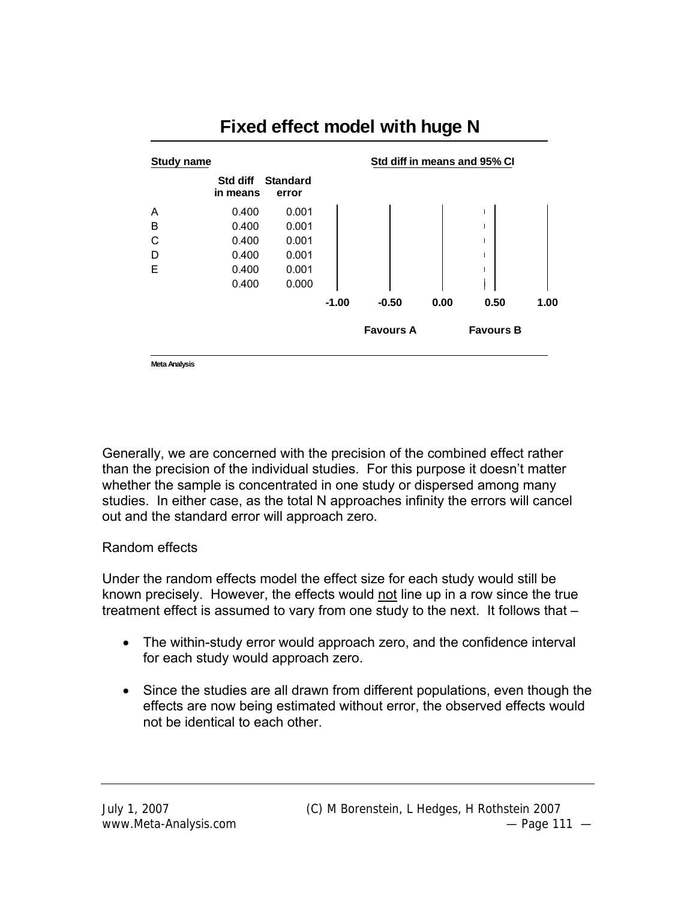## Fixed effect model with huge N

| Study name | Std diff in means | Standard error |
|---|---|---|
| A | 0.400 | 0.001 |
| B | 0.400 | 0.001 |
| C | 0.400 | 0.001 |
| D | 0.400 | 0.001 |
| E | 0.400 | 0.001 |
| | 0.400 | 0.000 |

Std diff in means and 95% CI

-1.00 -0.50 0.00 0.50 1.00

Favours A Favours B

Meta Analysis

Generally, we are concerned with the precision of the combined effect rather than the precision of the individual studies. For this purpose it doesn't matter whether the sample is concentrated in one study or dispersed among many studies. In either case, as the total N approaches infinity the errors will cancel out and the standard error will approach zero.

Random effects

Under the random effects model the effect size for each study would still be known precisely. However, the effects would not line up in a row since the true treatment effect is assumed to vary from one study to the next. It follows that –

- The within-study error would approach zero, and the confidence interval for each study would approach zero.
- Since the studies are all drawn from different populations, even though the effects are now being estimated without error, the observed effects would not be identical to each other.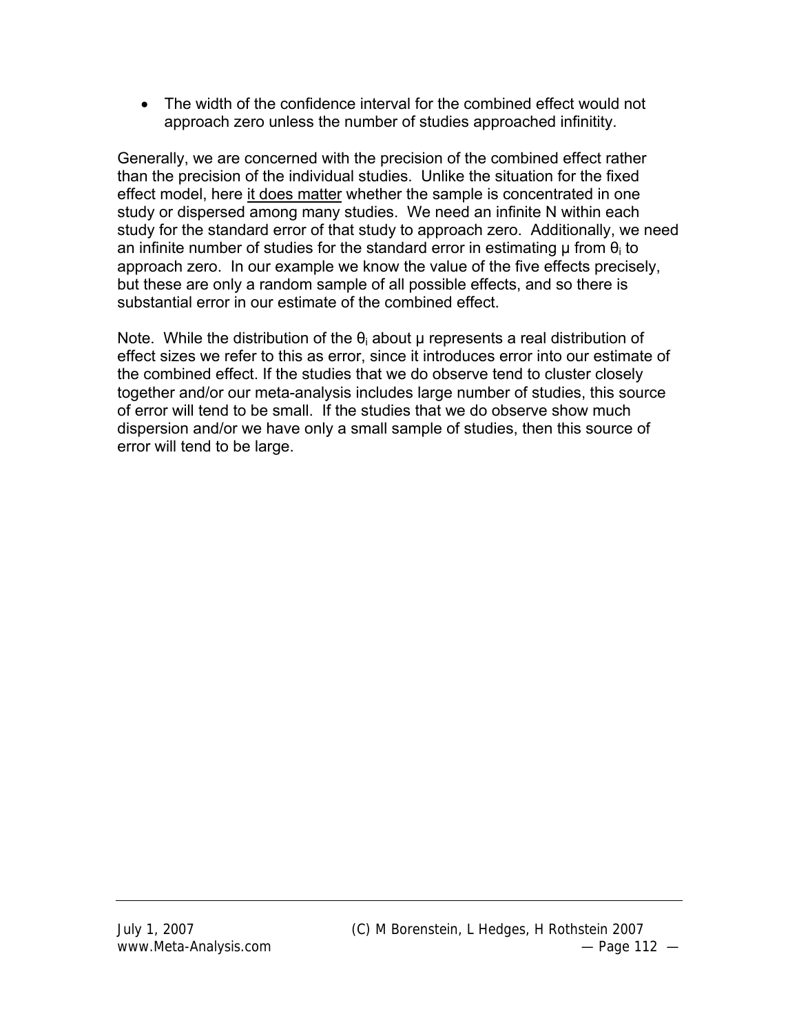- The width of the confidence interval for the combined effect would not approach zero unless the number of studies approached infinitity.

Generally, we are concerned with the precision of the combined effect rather than the precision of the individual studies. Unlike the situation for the fixed effect model, here <u>it does matter</u> whether the sample is concentrated in one study or dispersed among many studies. We need an infinite N within each study for the standard error of that study to approach zero. Additionally, we need an infinite number of studies for the standard error in estimating $\mu$ from $\theta_i$ to approach zero. In our example we know the value of the five effects precisely, but these are only a random sample of all possible effects, and so there is substantial error in our estimate of the combined effect.

Note. While the distribution of the $\theta_i$ about $\mu$ represents a real distribution of effect sizes we refer to this as error, since it introduces error into our estimate of the combined effect. If the studies that we do observe tend to cluster closely together and/or our meta-analysis includes large number of studies, this source of error will tend to be small. If the studies that we do observe show much dispersion and/or we have only a small sample of studies, then this source of error will tend to be large.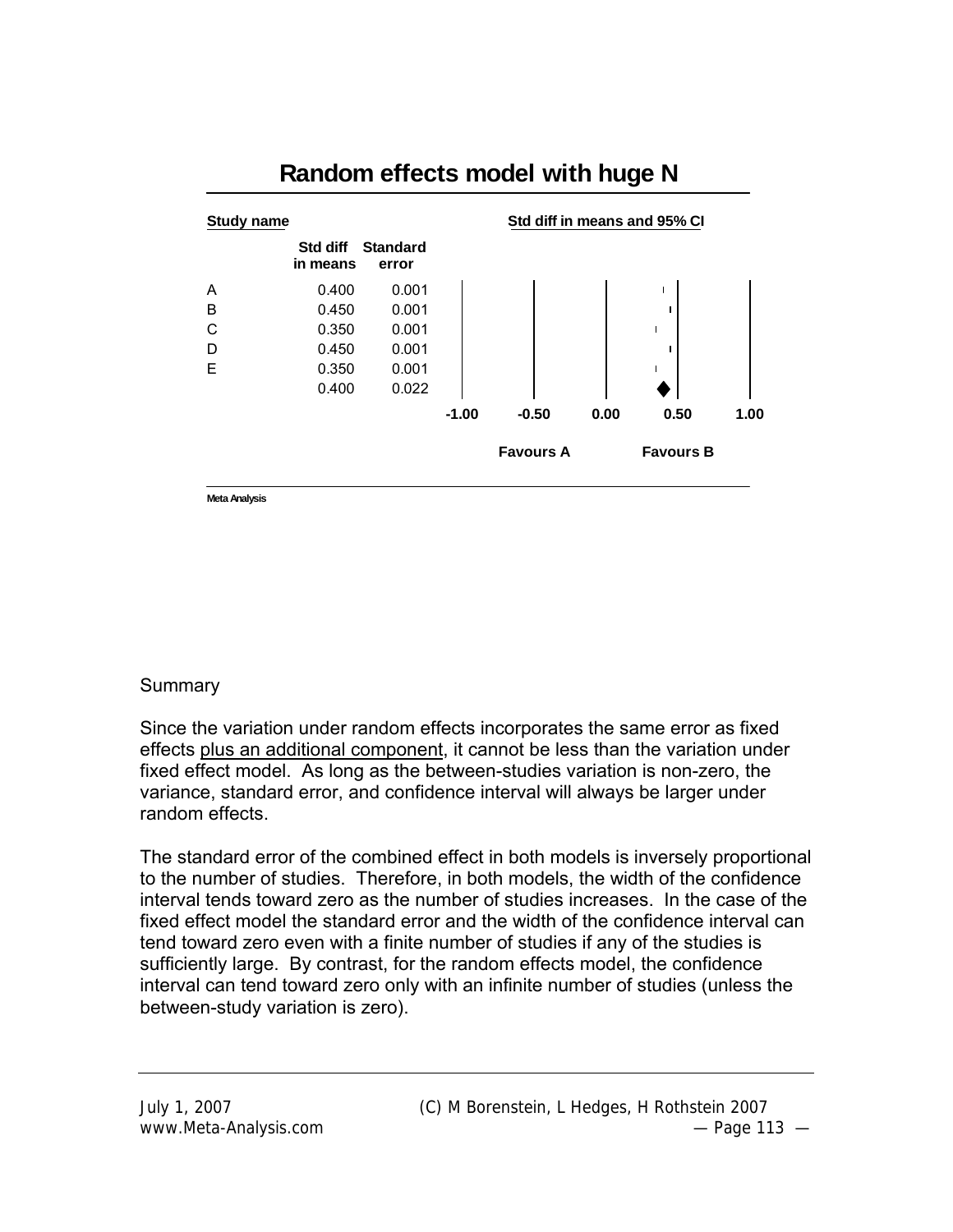## Random effects model with huge N

| Study name | Std diff in means | Standard error |
|---|---|---|
| A | 0.400 | 0.001 |
| B | 0.450 | 0.001 |
| C | 0.350 | 0.001 |
| D | 0.450 | 0.001 |
| E | 0.350 | 0.001 |
| | 0.400 | 0.022 |

Std diff in means and 95% CI

-1.00 -0.50 0.00 0.50 1.00

Favours A Favours B

Meta Analysis

Summary

Since the variation under random effects incorporates the same error as fixed effects plus an additional component, it cannot be less than the variation under fixed effect model. As long as the between-studies variation is non-zero, the variance, standard error, and confidence interval will always be larger under random effects.

The standard error of the combined effect in both models is inversely proportional to the number of studies. Therefore, in both models, the width of the confidence interval tends toward zero as the number of studies increases. In the case of the fixed effect model the standard error and the width of the confidence interval can tend toward zero even with a finite number of studies if any of the studies is sufficiently large. By contrast, for the random effects model, the confidence interval can tend toward zero only with an infinite number of studies (unless the between-study variation is zero).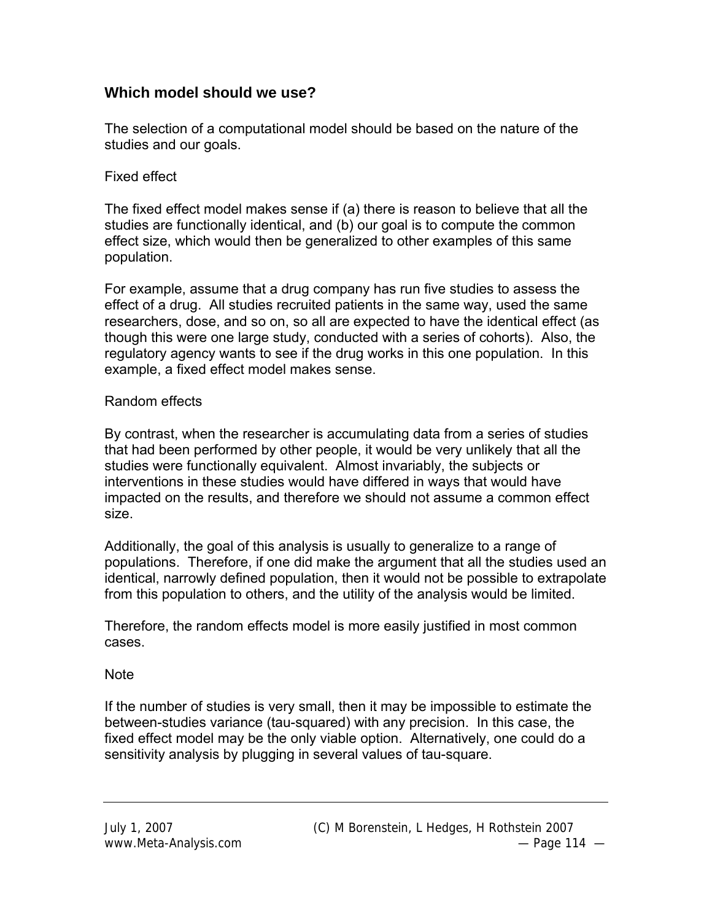## Which model should we use?

The selection of a computational model should be based on the nature of the studies and our goals.

### Fixed effect

The fixed effect model makes sense if (a) there is reason to believe that all the studies are functionally identical, and (b) our goal is to compute the common effect size, which would then be generalized to other examples of this same population.

For example, assume that a drug company has run five studies to assess the effect of a drug. All studies recruited patients in the same way, used the same researchers, dose, and so on, so all are expected to have the identical effect (as though this were one large study, conducted with a series of cohorts). Also, the regulatory agency wants to see if the drug works in this one population. In this example, a fixed effect model makes sense.

### Random effects

By contrast, when the researcher is accumulating data from a series of studies that had been performed by other people, it would be very unlikely that all the studies were functionally equivalent. Almost invariably, the subjects or interventions in these studies would have differed in ways that would have impacted on the results, and therefore we should not assume a common effect size.

Additionally, the goal of this analysis is usually to generalize to a range of populations. Therefore, if one did make the argument that all the studies used an identical, narrowly defined population, then it would not be possible to extrapolate from this population to others, and the utility of the analysis would be limited.

Therefore, the random effects model is more easily justified in most common cases.

### Note

If the number of studies is very small, then it may be impossible to estimate the between-studies variance (tau-squared) with any precision. In this case, the fixed effect model may be the only viable option. Alternatively, one could do a sensitivity analysis by plugging in several values of tau-square.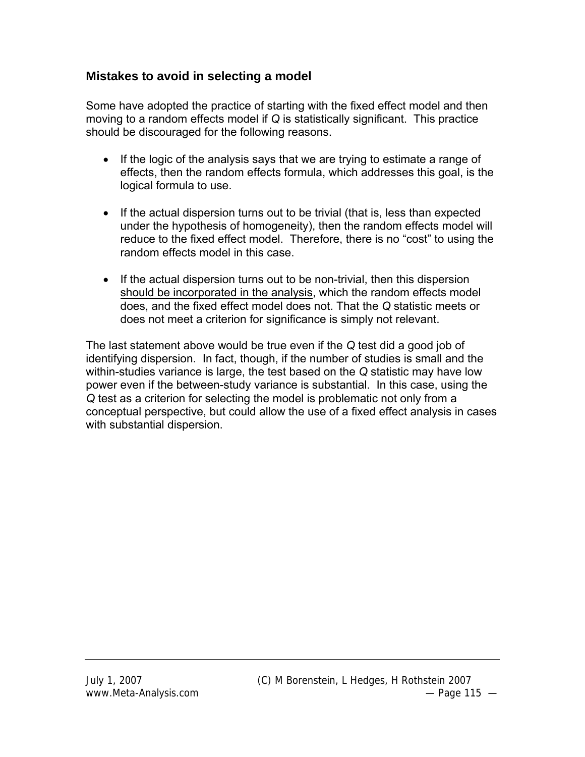### Mistakes to avoid in selecting a model

Some have adopted the practice of starting with the fixed effect model and then moving to a random effects model if *Q* is statistically significant. This practice should be discouraged for the following reasons.

- If the logic of the analysis says that we are trying to estimate a range of effects, then the random effects formula, which addresses this goal, is the logical formula to use.

- If the actual dispersion turns out to be trivial (that is, less than expected under the hypothesis of homogeneity), then the random effects model will reduce to the fixed effect model. Therefore, there is no "cost" to using the random effects model in this case.

- If the actual dispersion turns out to be non-trivial, then this dispersion <u>should be incorporated in the analysis</u>, which the random effects model does, and the fixed effect model does not. That the *Q* statistic meets or does not meet a criterion for significance is simply not relevant.

The last statement above would be true even if the *Q* test did a good job of identifying dispersion. In fact, though, if the number of studies is small and the within-studies variance is large, the test based on the *Q* statistic may have low power even if the between-study variance is substantial. In this case, using the *Q* test as a criterion for selecting the model is problematic not only from a conceptual perspective, but could allow the use of a fixed effect analysis in cases with substantial dispersion.